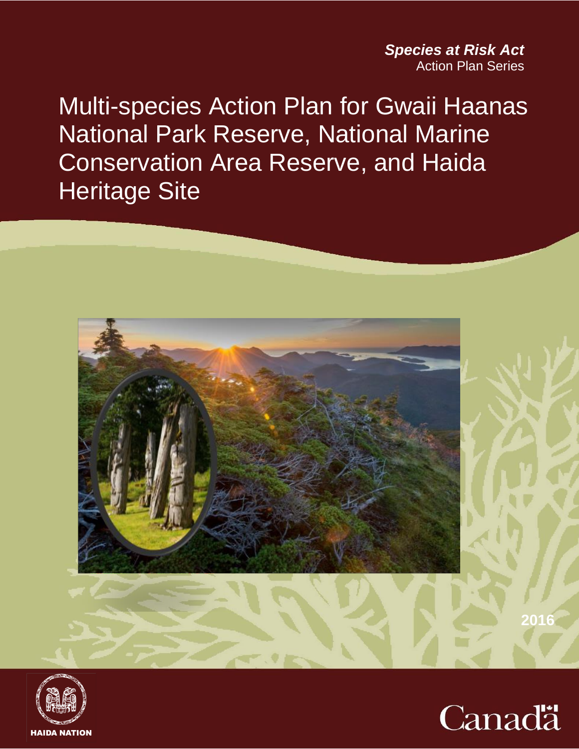***Species at Risk Act***
Action Plan Series

# Multi-species Action Plan for Gwaii Haanas National Park Reserve, National Marine Conservation Area Reserve, and Haida Heritage Site

2016

HAIDA NATION

Canada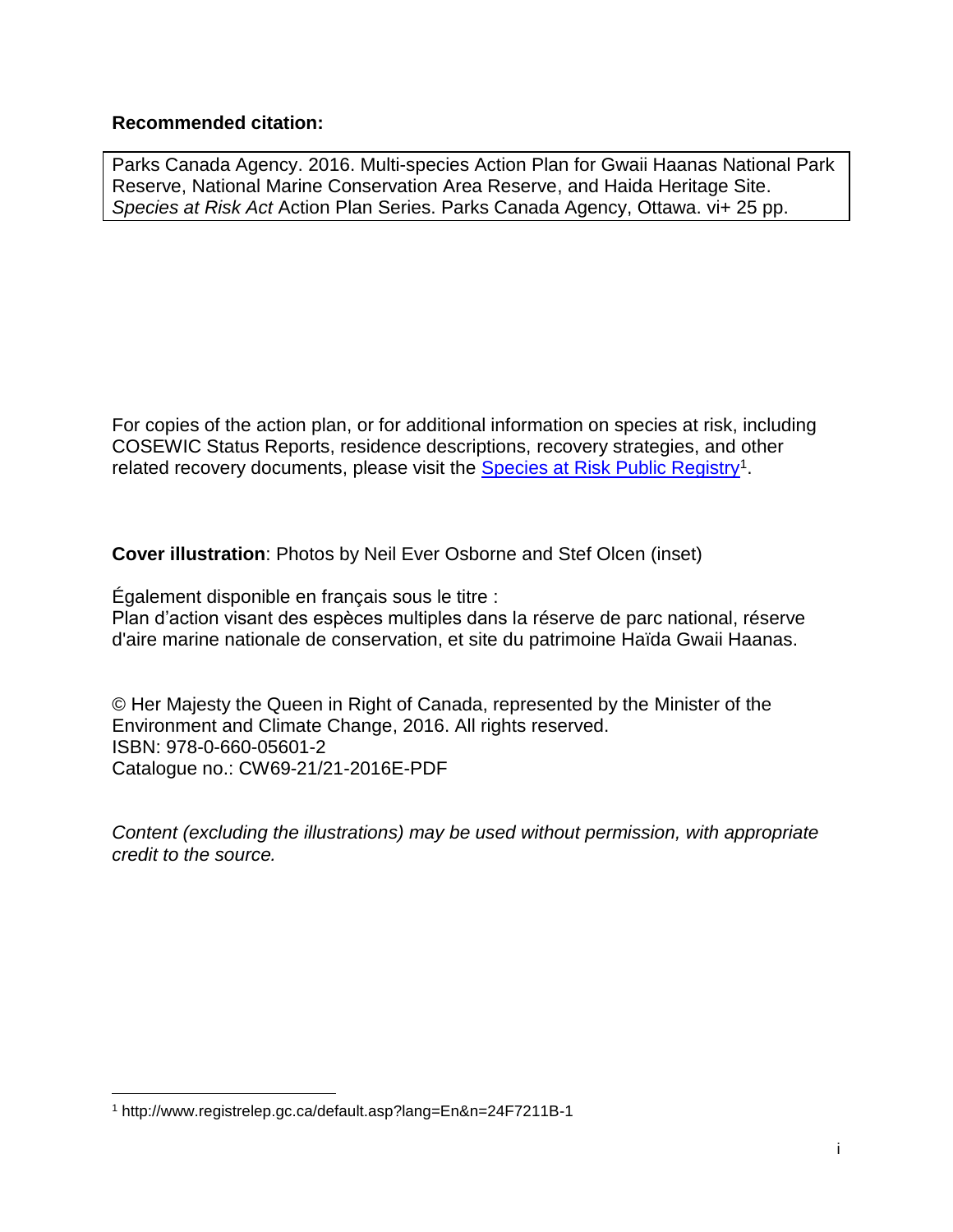**Recommended citation:**

Parks Canada Agency. 2016. Multi-species Action Plan for Gwaii Haanas National Park Reserve, National Marine Conservation Area Reserve, and Haida Heritage Site. *Species at Risk Act* Action Plan Series. Parks Canada Agency, Ottawa. vi+ 25 pp.

For copies of the action plan, or for additional information on species at risk, including COSEWIC Status Reports, residence descriptions, recovery strategies, and other related recovery documents, please visit the Species at Risk Public Registry[1].

**Cover illustration**: Photos by Neil Ever Osborne and Stef Olcen (inset)

Également disponible en français sous le titre :
Plan d'action visant des espèces multiples dans la réserve de parc national, réserve d'aire marine nationale de conservation, et site du patrimoine Haïda Gwaii Haanas.

© Her Majesty the Queen in Right of Canada, represented by the Minister of the Environment and Climate Change, 2016. All rights reserved.
ISBN: 978-0-660-05601-2
Catalogue no.: CW69-21/21-2016E-PDF

*Content (excluding the illustrations) may be used without permission, with appropriate credit to the source.*

---

[1] http://www.registrelep.gc.ca/default.asp?lang=En&n=24F7211B-1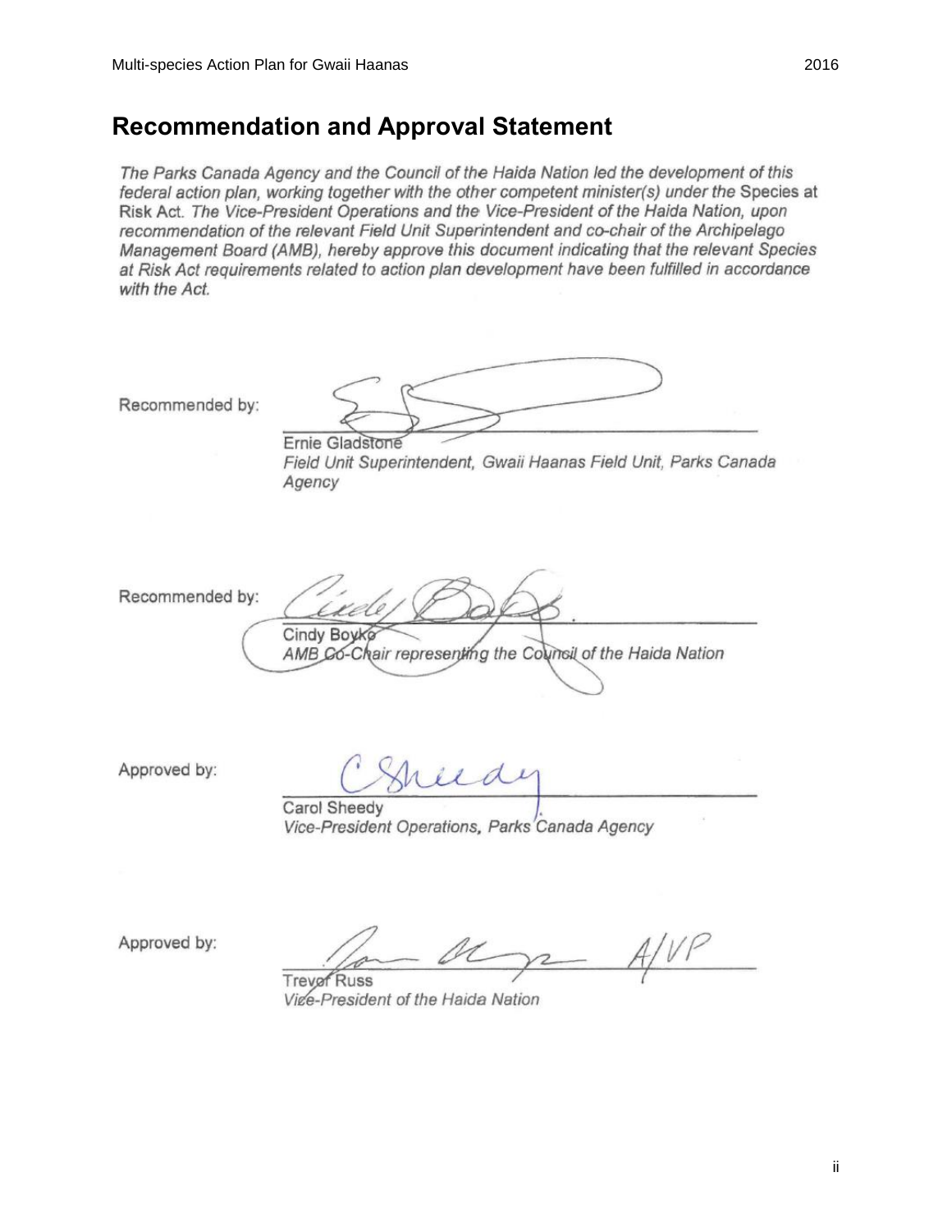## Recommendation and Approval Statement

*The Parks Canada Agency and the Council of the Haida Nation led the development of this federal action plan, working together with the other competent minister(s) under the* Species at Risk Act. *The Vice-President Operations and the Vice-President of the Haida Nation, upon recommendation of the relevant Field Unit Superintendent and co-chair of the Archipelago Management Board (AMB), hereby approve this document indicating that the relevant Species at Risk Act requirements related to action plan development have been fulfilled in accordance with the Act.*

Recommended by:

Ernie Gladstone
*Field Unit Superintendent, Gwaii Haanas Field Unit, Parks Canada Agency*

Recommended by:

Cindy Boyko
*AMB Co-Chair representing the Council of the Haida Nation*

Approved by:

Carol Sheedy
*Vice-President Operations, Parks Canada Agency*

Approved by:

A/VP

Trevor Russ
*Vice-President of the Haida Nation*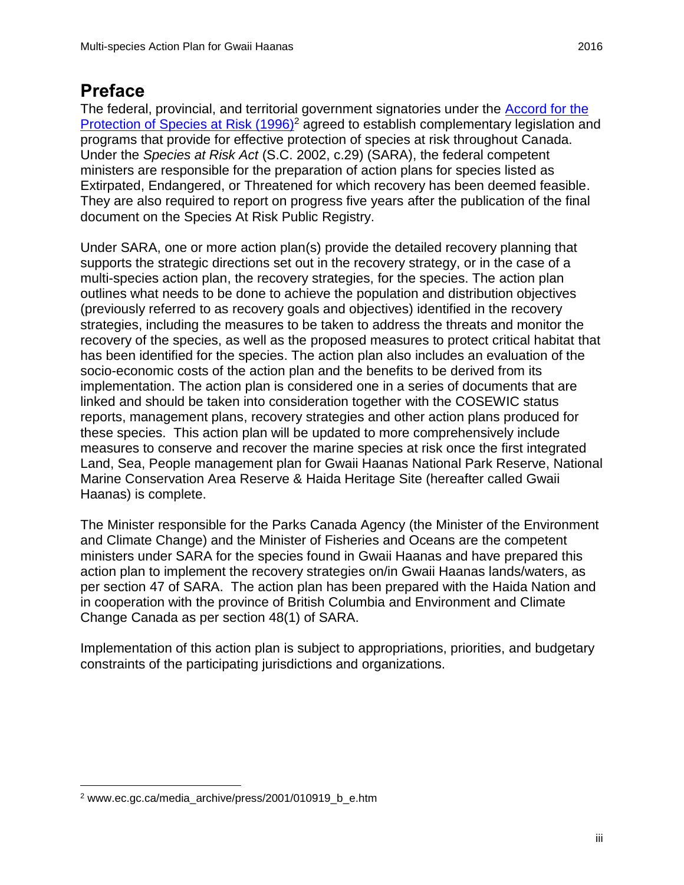# Preface

The federal, provincial, and territorial government signatories under the [Accord for the Protection of Species at Risk (1996)][2] agreed to establish complementary legislation and programs that provide for effective protection of species at risk throughout Canada. Under the *Species at Risk Act* (S.C. 2002, c.29) (SARA), the federal competent ministers are responsible for the preparation of action plans for species listed as Extirpated, Endangered, or Threatened for which recovery has been deemed feasible. They are also required to report on progress five years after the publication of the final document on the Species At Risk Public Registry.

Under SARA, one or more action plan(s) provide the detailed recovery planning that supports the strategic directions set out in the recovery strategy, or in the case of a multi-species action plan, the recovery strategies, for the species. The action plan outlines what needs to be done to achieve the population and distribution objectives (previously referred to as recovery goals and objectives) identified in the recovery strategies, including the measures to be taken to address the threats and monitor the recovery of the species, as well as the proposed measures to protect critical habitat that has been identified for the species. The action plan also includes an evaluation of the socio-economic costs of the action plan and the benefits to be derived from its implementation. The action plan is considered one in a series of documents that are linked and should be taken into consideration together with the COSEWIC status reports, management plans, recovery strategies and other action plans produced for these species. This action plan will be updated to more comprehensively include measures to conserve and recover the marine species at risk once the first integrated Land, Sea, People management plan for Gwaii Haanas National Park Reserve, National Marine Conservation Area Reserve & Haida Heritage Site (hereafter called Gwaii Haanas) is complete.

The Minister responsible for the Parks Canada Agency (the Minister of the Environment and Climate Change) and the Minister of Fisheries and Oceans are the competent ministers under SARA for the species found in Gwaii Haanas and have prepared this action plan to implement the recovery strategies on/in Gwaii Haanas lands/waters, as per section 47 of SARA. The action plan has been prepared with the Haida Nation and in cooperation with the province of British Columbia and Environment and Climate Change Canada as per section 48(1) of SARA.

Implementation of this action plan is subject to appropriations, priorities, and budgetary constraints of the participating jurisdictions and organizations.

---

[2] www.ec.gc.ca/media_archive/press/2001/010919_b_e.htm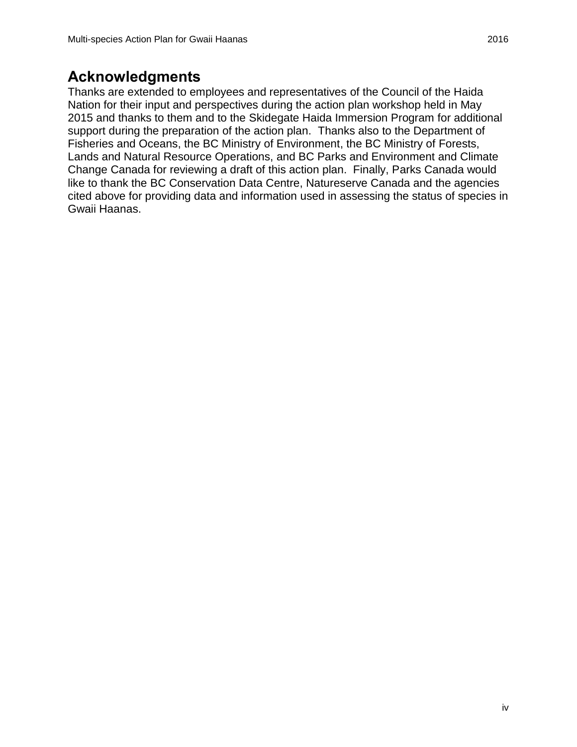## Acknowledgments

Thanks are extended to employees and representatives of the Council of the Haida Nation for their input and perspectives during the action plan workshop held in May 2015 and thanks to them and to the Skidegate Haida Immersion Program for additional support during the preparation of the action plan. Thanks also to the Department of Fisheries and Oceans, the BC Ministry of Environment, the BC Ministry of Forests, Lands and Natural Resource Operations, and BC Parks and Environment and Climate Change Canada for reviewing a draft of this action plan. Finally, Parks Canada would like to thank the BC Conservation Data Centre, Natureserve Canada and the agencies cited above for providing data and information used in assessing the status of species in Gwaii Haanas.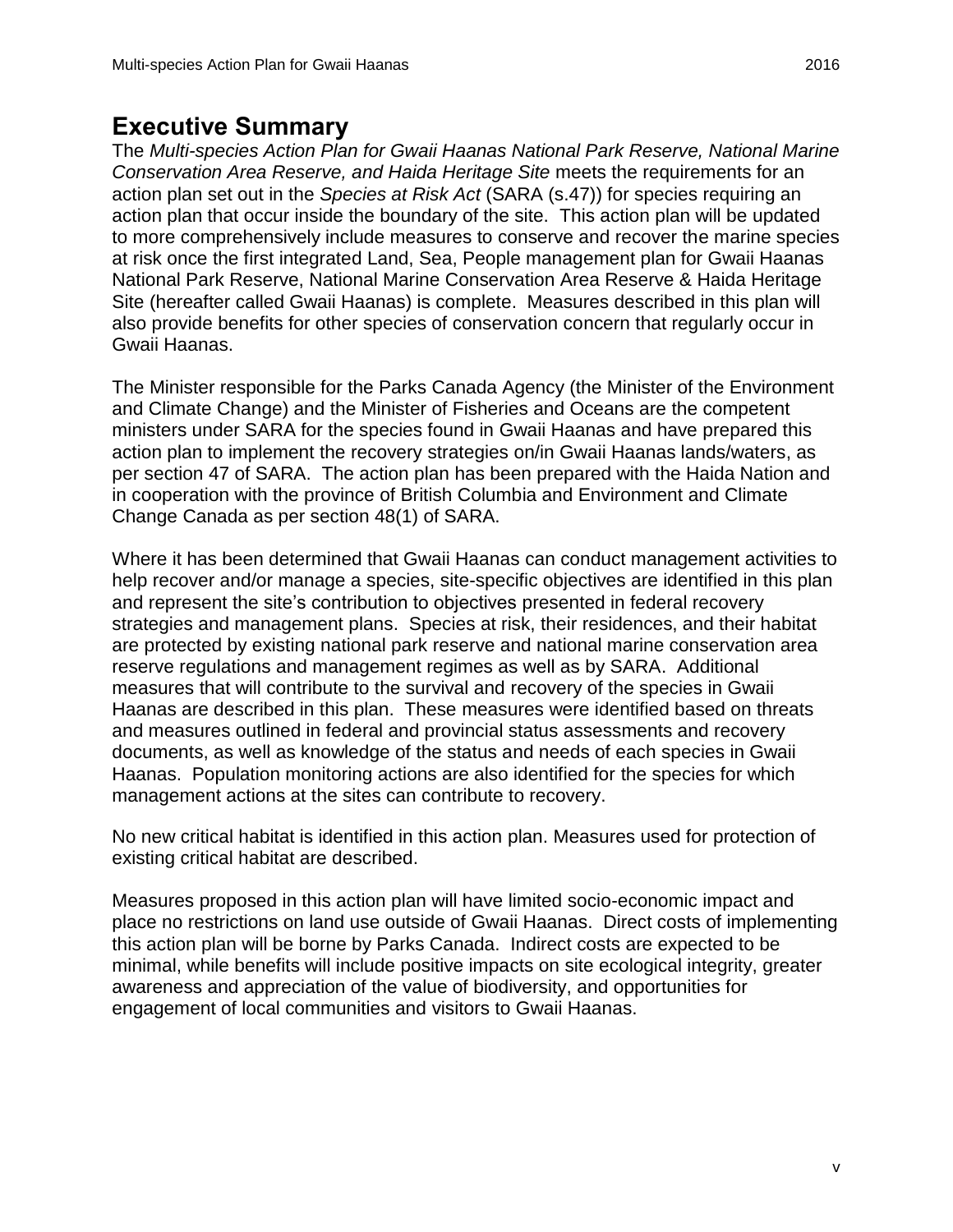# Executive Summary

The *Multi-species Action Plan for Gwaii Haanas National Park Reserve, National Marine Conservation Area Reserve, and Haida Heritage Site* meets the requirements for an action plan set out in the *Species at Risk Act* (SARA (s.47)) for species requiring an action plan that occur inside the boundary of the site. This action plan will be updated to more comprehensively include measures to conserve and recover the marine species at risk once the first integrated Land, Sea, People management plan for Gwaii Haanas National Park Reserve, National Marine Conservation Area Reserve & Haida Heritage Site (hereafter called Gwaii Haanas) is complete. Measures described in this plan will also provide benefits for other species of conservation concern that regularly occur in Gwaii Haanas.

The Minister responsible for the Parks Canada Agency (the Minister of the Environment and Climate Change) and the Minister of Fisheries and Oceans are the competent ministers under SARA for the species found in Gwaii Haanas and have prepared this action plan to implement the recovery strategies on/in Gwaii Haanas lands/waters, as per section 47 of SARA. The action plan has been prepared with the Haida Nation and in cooperation with the province of British Columbia and Environment and Climate Change Canada as per section 48(1) of SARA.

Where it has been determined that Gwaii Haanas can conduct management activities to help recover and/or manage a species, site-specific objectives are identified in this plan and represent the site's contribution to objectives presented in federal recovery strategies and management plans. Species at risk, their residences, and their habitat are protected by existing national park reserve and national marine conservation area reserve regulations and management regimes as well as by SARA. Additional measures that will contribute to the survival and recovery of the species in Gwaii Haanas are described in this plan. These measures were identified based on threats and measures outlined in federal and provincial status assessments and recovery documents, as well as knowledge of the status and needs of each species in Gwaii Haanas. Population monitoring actions are also identified for the species for which management actions at the sites can contribute to recovery.

No new critical habitat is identified in this action plan. Measures used for protection of existing critical habitat are described.

Measures proposed in this action plan will have limited socio-economic impact and place no restrictions on land use outside of Gwaii Haanas. Direct costs of implementing this action plan will be borne by Parks Canada. Indirect costs are expected to be minimal, while benefits will include positive impacts on site ecological integrity, greater awareness and appreciation of the value of biodiversity, and opportunities for engagement of local communities and visitors to Gwaii Haanas.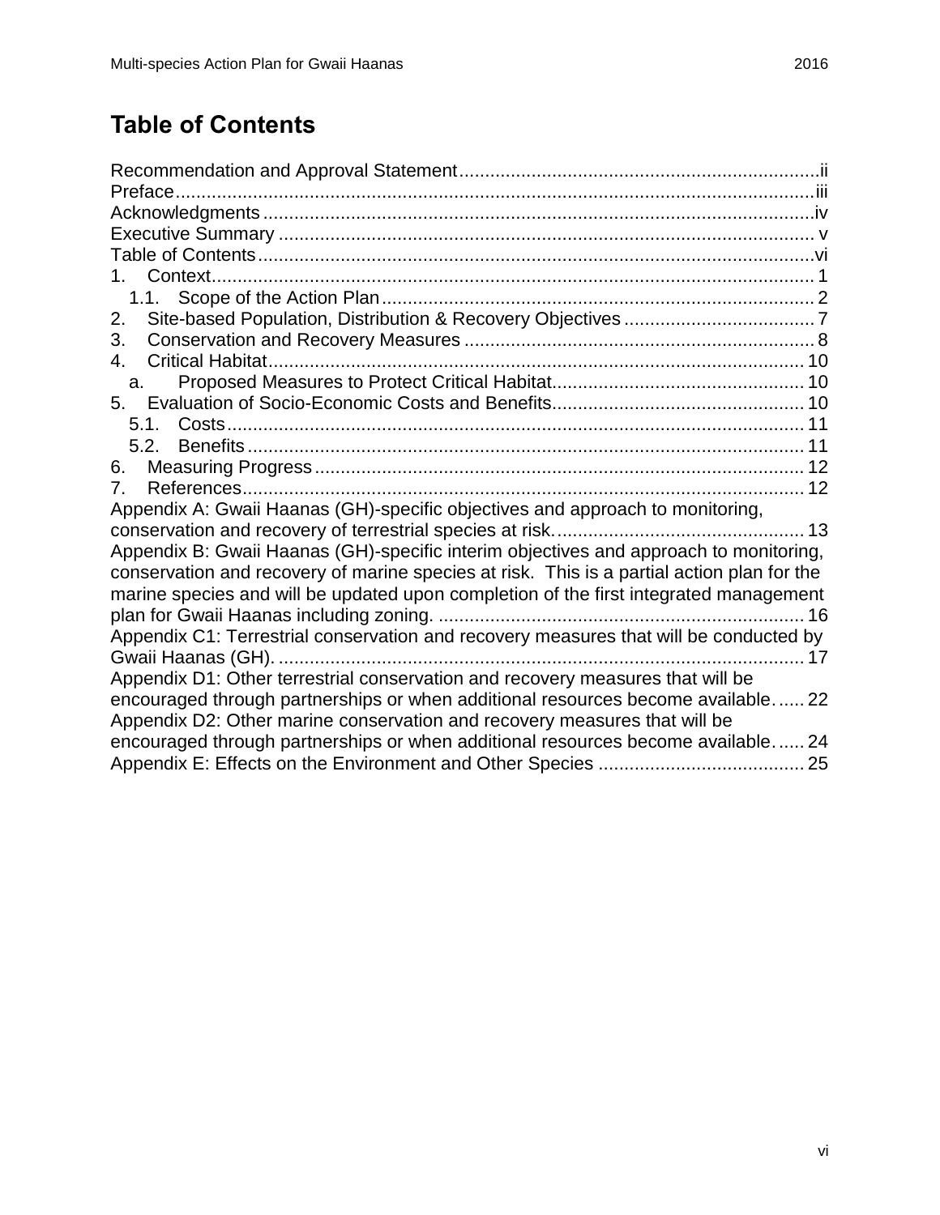# Table of Contents

Recommendation and Approval Statement .......................................................................ii
Preface .......................................................................................................................iii
Acknowledgments .......................................................................................................iv
Executive Summary ..................................................................................................... v
Table of Contents ........................................................................................................vi
1. Context ................................................................................................................... 1
 1.1. Scope of the Action Plan .................................................................................... 2
2. Site-based Population, Distribution & Recovery Objectives ..................................... 7
3. Conservation and Recovery Measures .................................................................... 8
4. Critical Habitat ....................................................................................................... 10
 a. Proposed Measures to Protect Critical Habitat ................................................. 10
5. Evaluation of Socio-Economic Costs and Benefits ................................................. 10
 5.1. Costs ................................................................................................................ 11
 5.2. Benefits ............................................................................................................ 11
6. Measuring Progress ............................................................................................... 12
7. References ............................................................................................................ 12
Appendix A: Gwaii Haanas (GH)-specific objectives and approach to monitoring, conservation and recovery of terrestrial species at risk. ............................................... 13
Appendix B: Gwaii Haanas (GH)-specific interim objectives and approach to monitoring, conservation and recovery of marine species at risk. This is a partial action plan for the marine species and will be updated upon completion of the first integrated management plan for Gwaii Haanas including zoning. ...................................................................... 16
Appendix C1: Terrestrial conservation and recovery measures that will be conducted by Gwaii Haanas (GH). ..................................................................................................... 17
Appendix D1: Other terrestrial conservation and recovery measures that will be encouraged through partnerships or when additional resources become available. ..... 22
Appendix D2: Other marine conservation and recovery measures that will be encouraged through partnerships or when additional resources become available. ..... 24
Appendix E: Effects on the Environment and Other Species ........................................ 25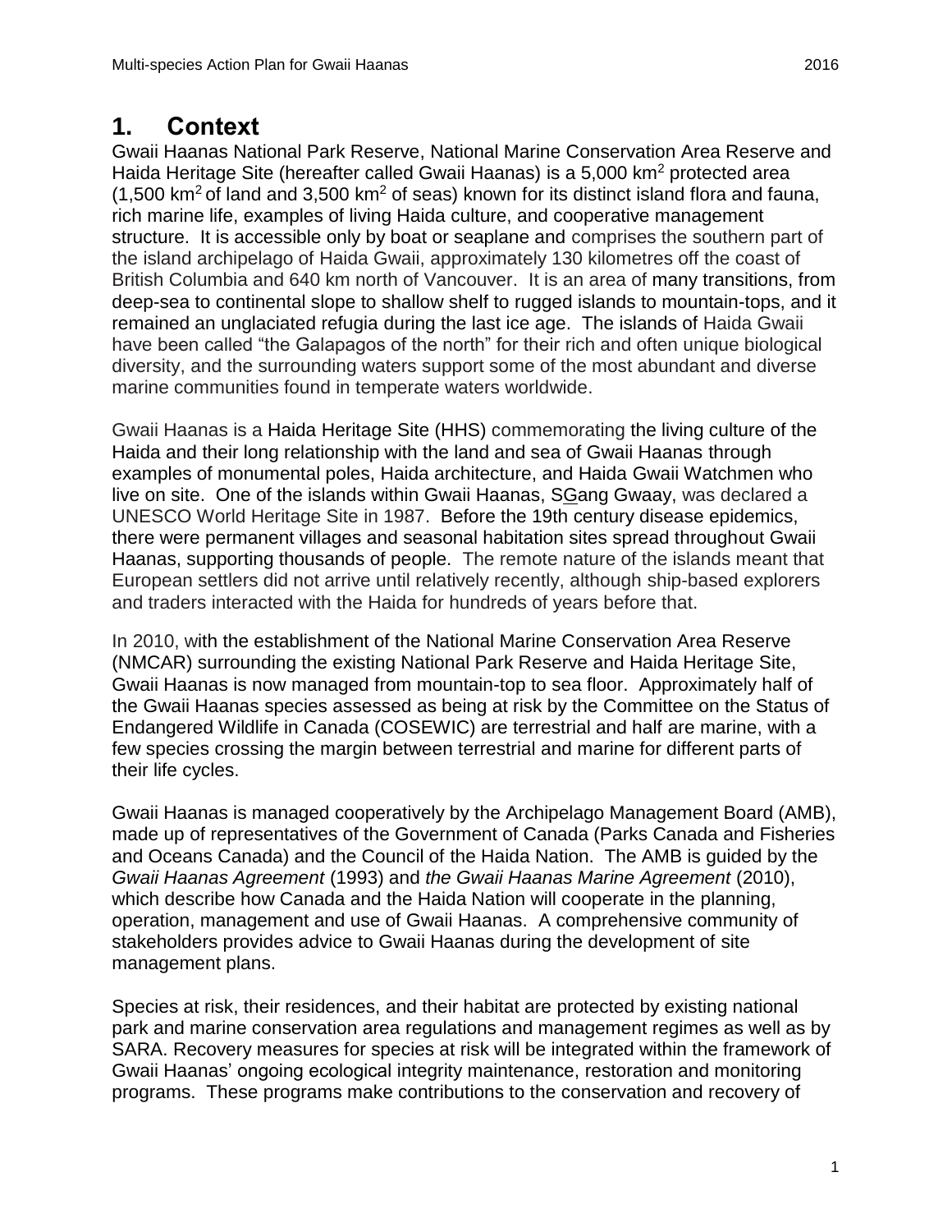# 1. Context

Gwaii Haanas National Park Reserve, National Marine Conservation Area Reserve and Haida Heritage Site (hereafter called Gwaii Haanas) is a 5,000 km$^2$ protected area (1,500 km$^2$ of land and 3,500 km$^2$ of seas) known for its distinct island flora and fauna, rich marine life, examples of living Haida culture, and cooperative management structure. It is accessible only by boat or seaplane and comprises the southern part of the island archipelago of Haida Gwaii, approximately 130 kilometres off the coast of British Columbia and 640 km north of Vancouver. It is an area of many transitions, from deep-sea to continental slope to shallow shelf to rugged islands to mountain-tops, and it remained an unglaciated refugia during the last ice age. The islands of Haida Gwaii have been called "the Galapagos of the north" for their rich and often unique biological diversity, and the surrounding waters support some of the most abundant and diverse marine communities found in temperate waters worldwide.

Gwaii Haanas is a Haida Heritage Site (HHS) commemorating the living culture of the Haida and their long relationship with the land and sea of Gwaii Haanas through examples of monumental poles, Haida architecture, and Haida Gwaii Watchmen who live on site. One of the islands within Gwaii Haanas, SGang Gwaay, was declared a UNESCO World Heritage Site in 1987. Before the 19th century disease epidemics, there were permanent villages and seasonal habitation sites spread throughout Gwaii Haanas, supporting thousands of people. The remote nature of the islands meant that European settlers did not arrive until relatively recently, although ship-based explorers and traders interacted with the Haida for hundreds of years before that.

In 2010, with the establishment of the National Marine Conservation Area Reserve (NMCAR) surrounding the existing National Park Reserve and Haida Heritage Site, Gwaii Haanas is now managed from mountain-top to sea floor. Approximately half of the Gwaii Haanas species assessed as being at risk by the Committee on the Status of Endangered Wildlife in Canada (COSEWIC) are terrestrial and half are marine, with a few species crossing the margin between terrestrial and marine for different parts of their life cycles.

Gwaii Haanas is managed cooperatively by the Archipelago Management Board (AMB), made up of representatives of the Government of Canada (Parks Canada and Fisheries and Oceans Canada) and the Council of the Haida Nation. The AMB is guided by the *Gwaii Haanas Agreement* (1993) and *the Gwaii Haanas Marine Agreement* (2010), which describe how Canada and the Haida Nation will cooperate in the planning, operation, management and use of Gwaii Haanas. A comprehensive community of stakeholders provides advice to Gwaii Haanas during the development of site management plans.

Species at risk, their residences, and their habitat are protected by existing national park and marine conservation area regulations and management regimes as well as by SARA. Recovery measures for species at risk will be integrated within the framework of Gwaii Haanas' ongoing ecological integrity maintenance, restoration and monitoring programs. These programs make contributions to the conservation and recovery of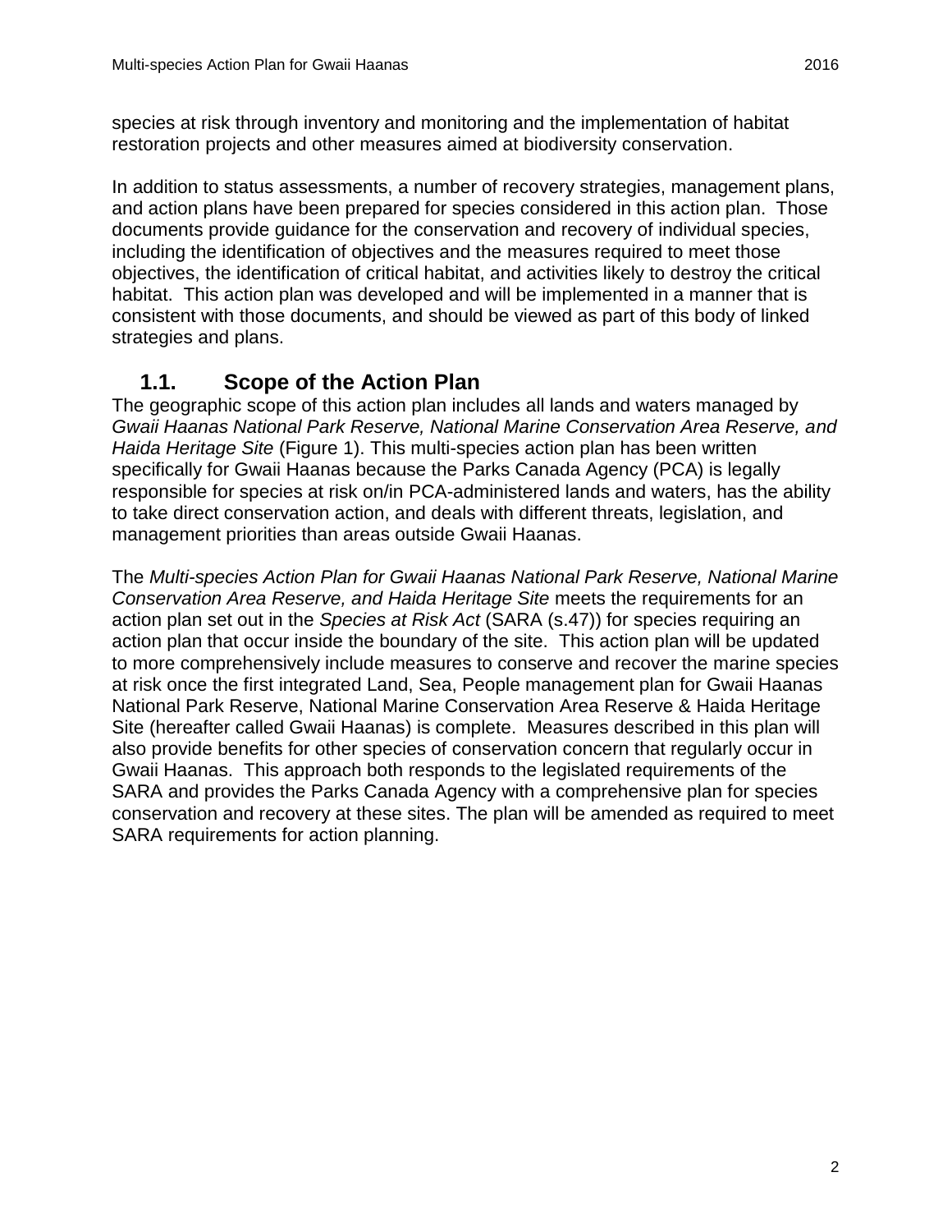species at risk through inventory and monitoring and the implementation of habitat restoration projects and other measures aimed at biodiversity conservation.

In addition to status assessments, a number of recovery strategies, management plans, and action plans have been prepared for species considered in this action plan. Those documents provide guidance for the conservation and recovery of individual species, including the identification of objectives and the measures required to meet those objectives, the identification of critical habitat, and activities likely to destroy the critical habitat. This action plan was developed and will be implemented in a manner that is consistent with those documents, and should be viewed as part of this body of linked strategies and plans.

## 1.1. Scope of the Action Plan

The geographic scope of this action plan includes all lands and waters managed by *Gwaii Haanas National Park Reserve, National Marine Conservation Area Reserve, and Haida Heritage Site* (Figure 1). This multi-species action plan has been written specifically for Gwaii Haanas because the Parks Canada Agency (PCA) is legally responsible for species at risk on/in PCA-administered lands and waters, has the ability to take direct conservation action, and deals with different threats, legislation, and management priorities than areas outside Gwaii Haanas.

The *Multi-species Action Plan for Gwaii Haanas National Park Reserve, National Marine Conservation Area Reserve, and Haida Heritage Site* meets the requirements for an action plan set out in the *Species at Risk Act* (SARA (s.47)) for species requiring an action plan that occur inside the boundary of the site. This action plan will be updated to more comprehensively include measures to conserve and recover the marine species at risk once the first integrated Land, Sea, People management plan for Gwaii Haanas National Park Reserve, National Marine Conservation Area Reserve & Haida Heritage Site (hereafter called Gwaii Haanas) is complete. Measures described in this plan will also provide benefits for other species of conservation concern that regularly occur in Gwaii Haanas. This approach both responds to the legislated requirements of the SARA and provides the Parks Canada Agency with a comprehensive plan for species conservation and recovery at these sites. The plan will be amended as required to meet SARA requirements for action planning.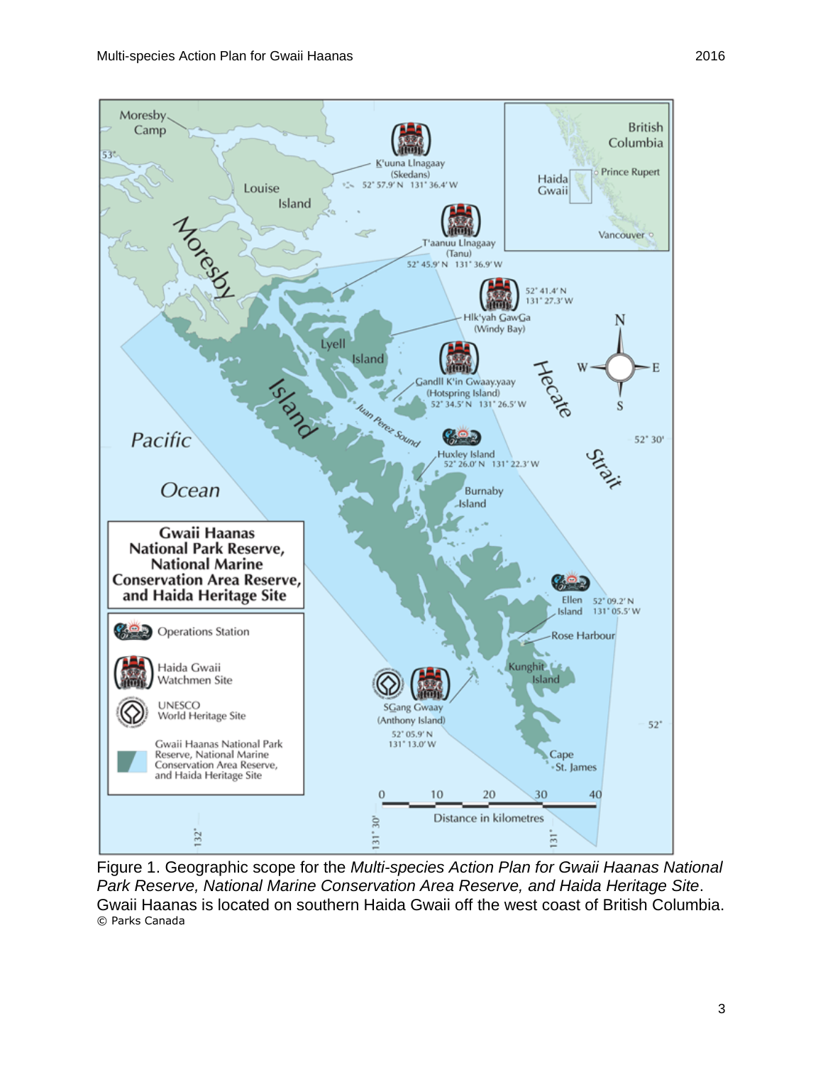Figure 1. Geographic scope for the *Multi-species Action Plan for Gwaii Haanas National Park Reserve, National Marine Conservation Area Reserve, and Haida Heritage Site*. Gwaii Haanas is located on southern Haida Gwaii off the west coast of British Columbia.
© Parks Canada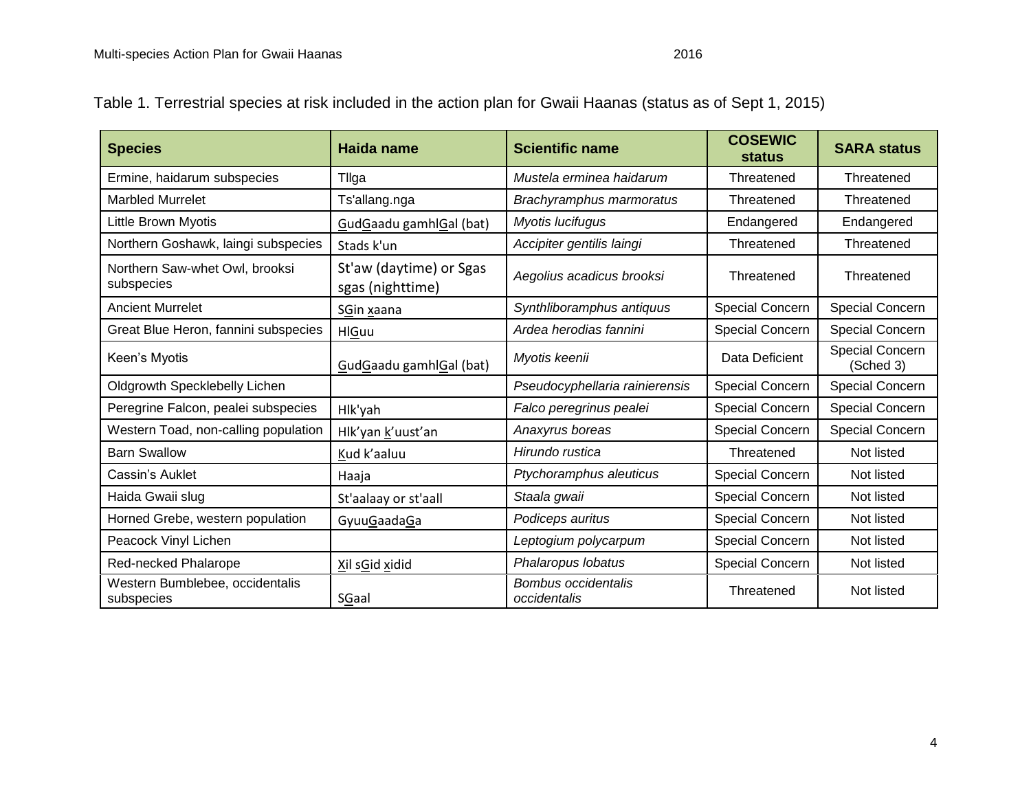Table 1. Terrestrial species at risk included in the action plan for Gwaii Haanas (status as of Sept 1, 2015)

| Species | Haida name | Scientific name | COSEWIC status | SARA status |
|---|---|---|---|---|
| Ermine, haidarum subspecies | Tllga | *Mustela erminea haidarum* | Threatened | Threatened |
| Marbled Murrelet | Ts'allang.nga | *Brachyramphus marmoratus* | Threatened | Threatened |
| Little Brown Myotis | <u>G</u>ud<u>G</u>aadu gamhl<u>G</u>al (bat) | *Myotis lucifugus* | Endangered | Endangered |
| Northern Goshawk, laingi subspecies | Stads k'un | *Accipiter gentilis laingi* | Threatened | Threatened |
| Northern Saw-whet Owl, brooksi subspecies | St'aw (daytime) or Sgas sgas (nighttime) | *Aegolius acadicus brooksi* | Threatened | Threatened |
| Ancient Murrelet | S<u>G</u>in <u>x</u>aana | *Synthliboramphus antiquus* | Special Concern | Special Concern |
| Great Blue Heron, fannini subspecies | Hl<u>G</u>uu | *Ardea herodias fannini* | Special Concern | Special Concern |
| Keen's Myotis | <u>G</u>ud<u>G</u>aadu gamhl<u>G</u>al (bat) | *Myotis keenii* | Data Deficient | Special Concern (Sched 3) |
| Oldgrowth Specklebelly Lichen | | *Pseudocyphellaria rainierensis* | Special Concern | Special Concern |
| Peregrine Falcon, pealei subspecies | Hlk'yah | *Falco peregrinus pealei* | Special Concern | Special Concern |
| Western Toad, non-calling population | Hlk'yan <u>k</u>'uust'an | *Anaxyrus boreas* | Special Concern | Special Concern |
| Barn Swallow | <u>K</u>ud k'aaluu | *Hirundo rustica* | Threatened | Not listed |
| Cassin's Auklet | Haaja | *Ptychoramphus aleuticus* | Special Concern | Not listed |
| Haida Gwaii slug | St'aalaay or st'aall | *Staala gwaii* | Special Concern | Not listed |
| Horned Grebe, western population | Gyuu<u>G</u>aada<u>G</u>a | *Podiceps auritus* | Special Concern | Not listed |
| Peacock Vinyl Lichen | | *Leptogium polycarpum* | Special Concern | Not listed |
| Red-necked Phalarope | <u>X</u>il s<u>G</u>id <u>x</u>idid | *Phalaropus lobatus* | Special Concern | Not listed |
| Western Bumblebee, occidentalis subspecies | S<u>G</u>aal | *Bombus occidentalis occidentalis* | Threatened | Not listed |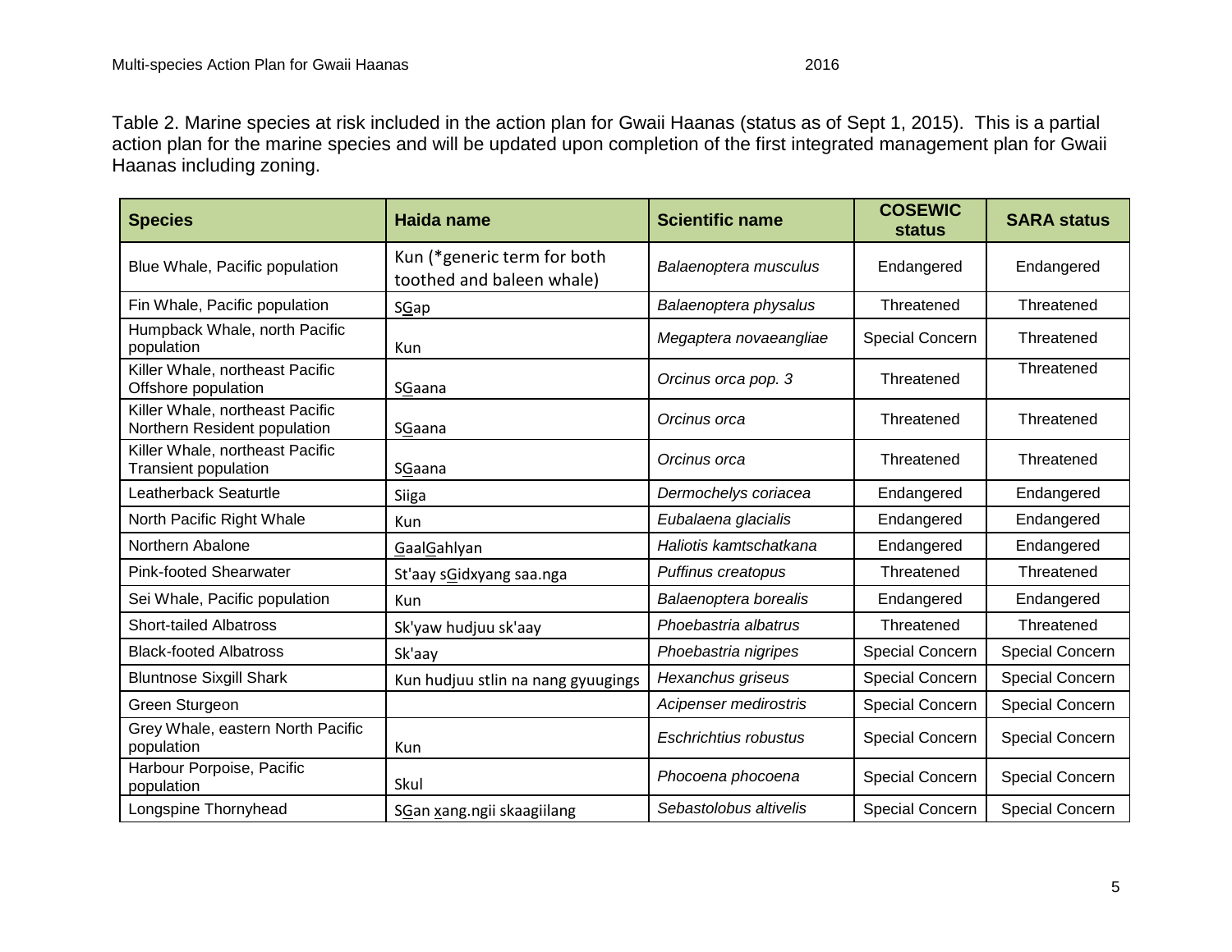Table 2. Marine species at risk included in the action plan for Gwaii Haanas (status as of Sept 1, 2015). This is a partial action plan for the marine species and will be updated upon completion of the first integrated management plan for Gwaii Haanas including zoning.

| Species | Haida name | Scientific name | COSEWIC status | SARA status |
|---|---|---|---|---|
| Blue Whale, Pacific population | Kun (*generic term for both toothed and baleen whale) | *Balaenoptera musculus* | Endangered | Endangered |
| Fin Whale, Pacific population | SG̲ap | *Balaenoptera physalus* | Threatened | Threatened |
| Humpback Whale, north Pacific population | Kun | *Megaptera novaeangliae* | Special Concern | Threatened |
| Killer Whale, northeast Pacific Offshore population | SG̲aana | *Orcinus orca pop. 3* | Threatened | Threatened |
| Killer Whale, northeast Pacific Northern Resident population | SG̲aana | *Orcinus orca* | Threatened | Threatened |
| Killer Whale, northeast Pacific Transient population | SG̲aana | *Orcinus orca* | Threatened | Threatened |
| Leatherback Seaturtle | Siiga | *Dermochelys coriacea* | Endangered | Endangered |
| North Pacific Right Whale | Kun | *Eubalaena glacialis* | Endangered | Endangered |
| Northern Abalone | G̲aalG̲ahlyan | *Haliotis kamtschatkana* | Endangered | Endangered |
| Pink-footed Shearwater | St'aay sG̲idxyang saa.nga | *Puffinus creatopus* | Threatened | Threatened |
| Sei Whale, Pacific population | Kun | *Balaenoptera borealis* | Endangered | Endangered |
| Short-tailed Albatross | Sk'yaw hudjuu sk'aay | *Phoebastria albatrus* | Threatened | Threatened |
| Black-footed Albatross | Sk'aay | *Phoebastria nigripes* | Special Concern | Special Concern |
| Bluntnose Sixgill Shark | Kun hudjuu stlin na nang gyuugings | *Hexanchus griseus* | Special Concern | Special Concern |
| Green Sturgeon | | *Acipenser medirostris* | Special Concern | Special Concern |
| Grey Whale, eastern North Pacific population | Kun | *Eschrichtius robustus* | Special Concern | Special Concern |
| Harbour Porpoise, Pacific population | Skul | *Phocoena phocoena* | Special Concern | Special Concern |
| Longspine Thornyhead | SG̲an x̲ang.ngii skaagiilang | *Sebastolobus altivelis* | Special Concern | Special Concern |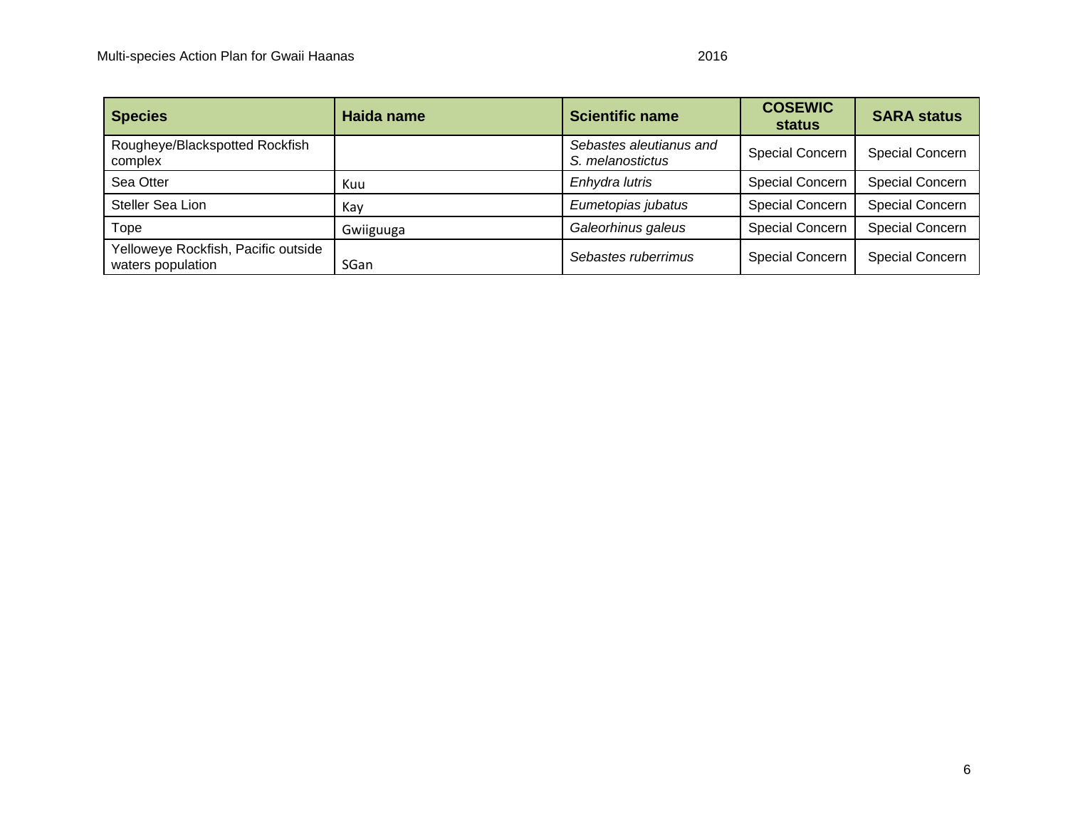| Species | Haida name | Scientific name | COSEWIC status | SARA status |
|---|---|---|---|---|
| Rougheye/Blackspotted Rockfish complex | | *Sebastes aleutianus and S. melanostictus* | Special Concern | Special Concern |
| Sea Otter | Kuu | *Enhydra lutris* | Special Concern | Special Concern |
| Steller Sea Lion | Kay | *Eumetopias jubatus* | Special Concern | Special Concern |
| Tope | Gwiiguuga | *Galeorhinus galeus* | Special Concern | Special Concern |
| Yelloweye Rockfish, Pacific outside waters population | SGan | *Sebastes ruberrimus* | Special Concern | Special Concern |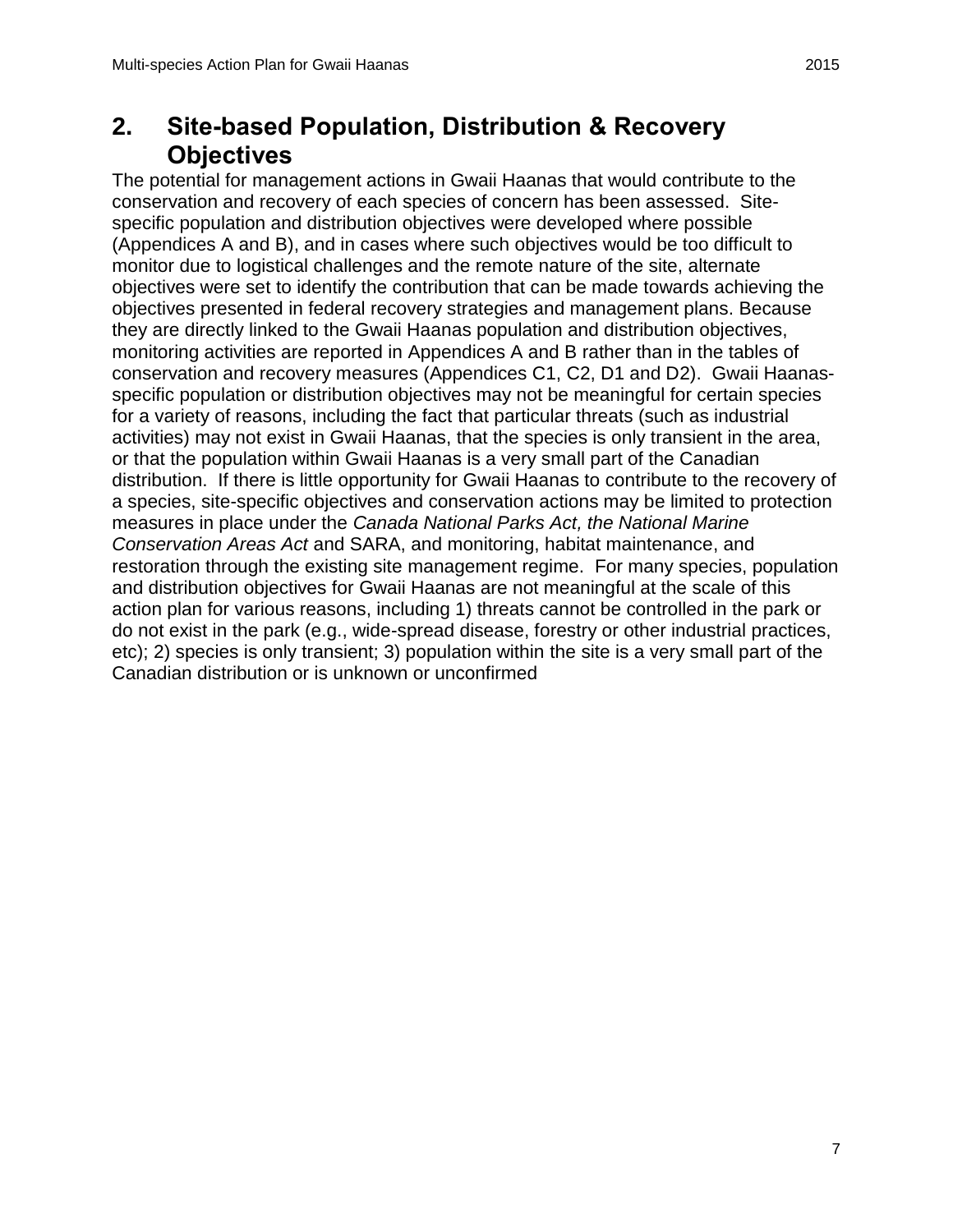# 2. Site-based Population, Distribution & Recovery Objectives

The potential for management actions in Gwaii Haanas that would contribute to the conservation and recovery of each species of concern has been assessed. Site-specific population and distribution objectives were developed where possible (Appendices A and B), and in cases where such objectives would be too difficult to monitor due to logistical challenges and the remote nature of the site, alternate objectives were set to identify the contribution that can be made towards achieving the objectives presented in federal recovery strategies and management plans. Because they are directly linked to the Gwaii Haanas population and distribution objectives, monitoring activities are reported in Appendices A and B rather than in the tables of conservation and recovery measures (Appendices C1, C2, D1 and D2). Gwaii Haanas-specific population or distribution objectives may not be meaningful for certain species for a variety of reasons, including the fact that particular threats (such as industrial activities) may not exist in Gwaii Haanas, that the species is only transient in the area, or that the population within Gwaii Haanas is a very small part of the Canadian distribution. If there is little opportunity for Gwaii Haanas to contribute to the recovery of a species, site-specific objectives and conservation actions may be limited to protection measures in place under the *Canada National Parks Act, the National Marine Conservation Areas Act* and SARA, and monitoring, habitat maintenance, and restoration through the existing site management regime. For many species, population and distribution objectives for Gwaii Haanas are not meaningful at the scale of this action plan for various reasons, including 1) threats cannot be controlled in the park or do not exist in the park (e.g., wide-spread disease, forestry or other industrial practices, etc); 2) species is only transient; 3) population within the site is a very small part of the Canadian distribution or is unknown or unconfirmed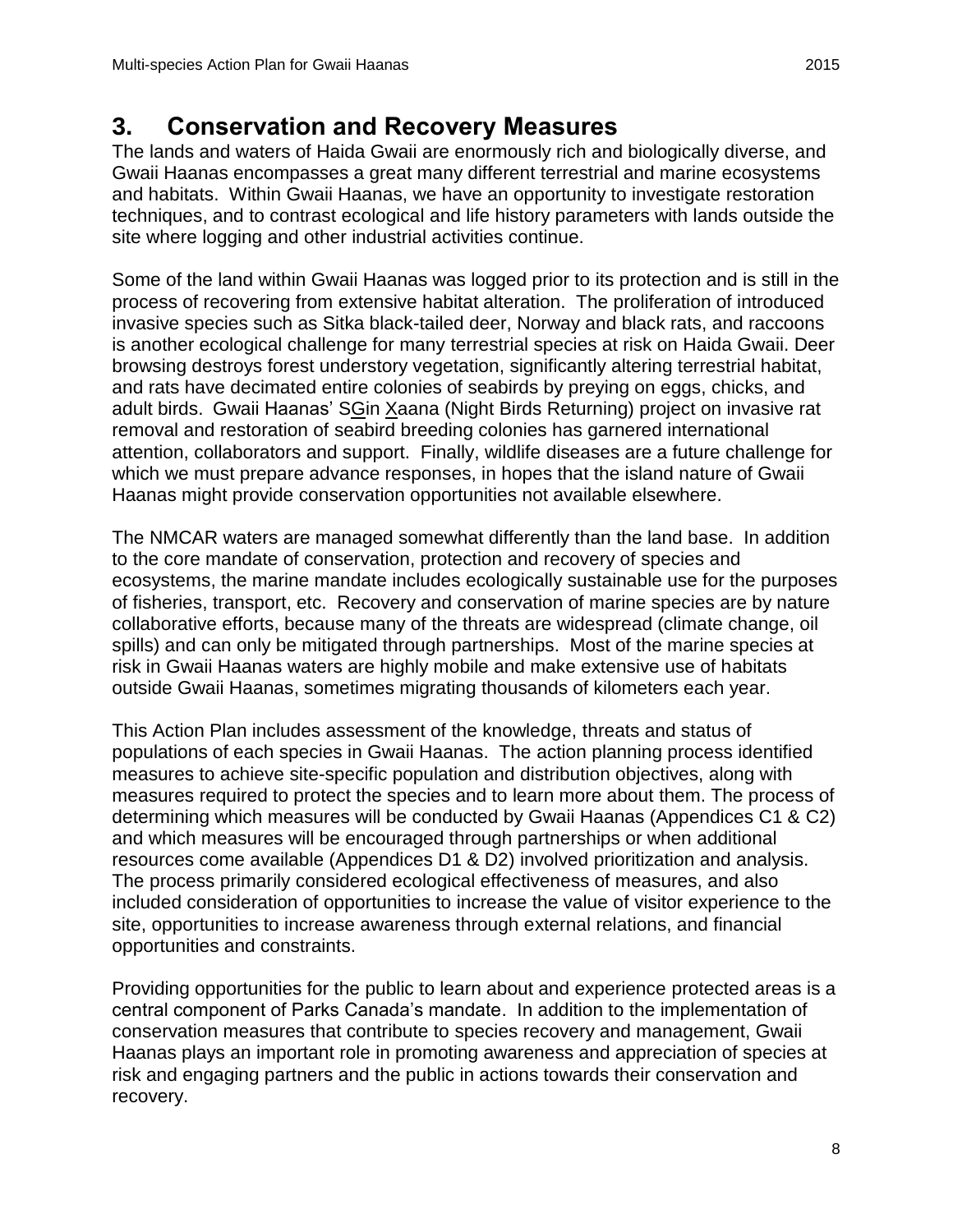# 3. Conservation and Recovery Measures

The lands and waters of Haida Gwaii are enormously rich and biologically diverse, and Gwaii Haanas encompasses a great many different terrestrial and marine ecosystems and habitats. Within Gwaii Haanas, we have an opportunity to investigate restoration techniques, and to contrast ecological and life history parameters with lands outside the site where logging and other industrial activities continue.

Some of the land within Gwaii Haanas was logged prior to its protection and is still in the process of recovering from extensive habitat alteration. The proliferation of introduced invasive species such as Sitka black-tailed deer, Norway and black rats, and raccoons is another ecological challenge for many terrestrial species at risk on Haida Gwaii. Deer browsing destroys forest understory vegetation, significantly altering terrestrial habitat, and rats have decimated entire colonies of seabirds by preying on eggs, chicks, and adult birds. Gwaii Haanas' SGin Xaana (Night Birds Returning) project on invasive rat removal and restoration of seabird breeding colonies has garnered international attention, collaborators and support. Finally, wildlife diseases are a future challenge for which we must prepare advance responses, in hopes that the island nature of Gwaii Haanas might provide conservation opportunities not available elsewhere.

The NMCAR waters are managed somewhat differently than the land base. In addition to the core mandate of conservation, protection and recovery of species and ecosystems, the marine mandate includes ecologically sustainable use for the purposes of fisheries, transport, etc. Recovery and conservation of marine species are by nature collaborative efforts, because many of the threats are widespread (climate change, oil spills) and can only be mitigated through partnerships. Most of the marine species at risk in Gwaii Haanas waters are highly mobile and make extensive use of habitats outside Gwaii Haanas, sometimes migrating thousands of kilometers each year.

This Action Plan includes assessment of the knowledge, threats and status of populations of each species in Gwaii Haanas. The action planning process identified measures to achieve site-specific population and distribution objectives, along with measures required to protect the species and to learn more about them. The process of determining which measures will be conducted by Gwaii Haanas (Appendices C1 & C2) and which measures will be encouraged through partnerships or when additional resources come available (Appendices D1 & D2) involved prioritization and analysis. The process primarily considered ecological effectiveness of measures, and also included consideration of opportunities to increase the value of visitor experience to the site, opportunities to increase awareness through external relations, and financial opportunities and constraints.

Providing opportunities for the public to learn about and experience protected areas is a central component of Parks Canada's mandate. In addition to the implementation of conservation measures that contribute to species recovery and management, Gwaii Haanas plays an important role in promoting awareness and appreciation of species at risk and engaging partners and the public in actions towards their conservation and recovery.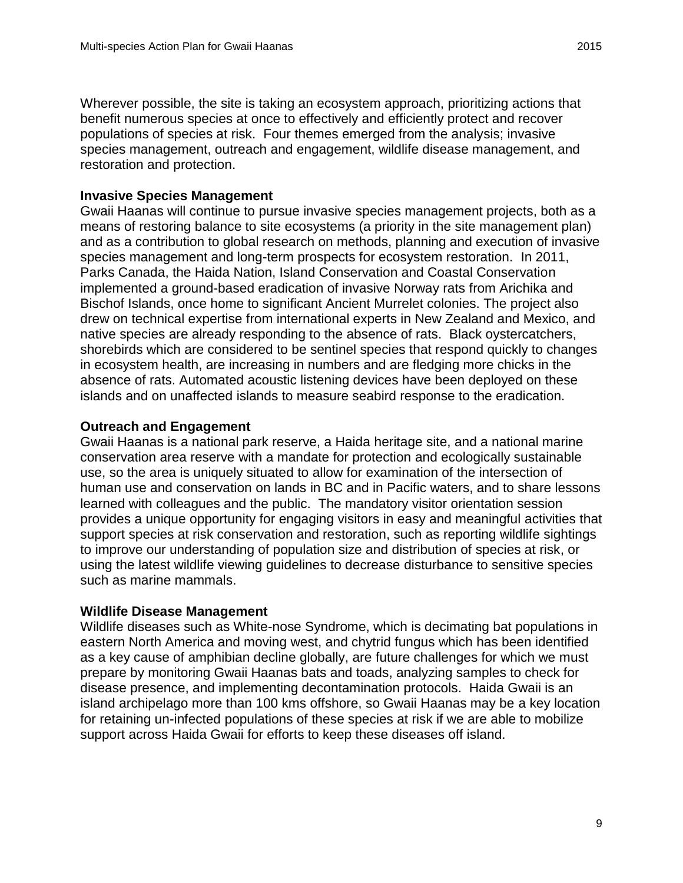Wherever possible, the site is taking an ecosystem approach, prioritizing actions that benefit numerous species at once to effectively and efficiently protect and recover populations of species at risk. Four themes emerged from the analysis; invasive species management, outreach and engagement, wildlife disease management, and restoration and protection.

**Invasive Species Management**

Gwaii Haanas will continue to pursue invasive species management projects, both as a means of restoring balance to site ecosystems (a priority in the site management plan) and as a contribution to global research on methods, planning and execution of invasive species management and long-term prospects for ecosystem restoration. In 2011, Parks Canada, the Haida Nation, Island Conservation and Coastal Conservation implemented a ground-based eradication of invasive Norway rats from Arichika and Bischof Islands, once home to significant Ancient Murrelet colonies. The project also drew on technical expertise from international experts in New Zealand and Mexico, and native species are already responding to the absence of rats. Black oystercatchers, shorebirds which are considered to be sentinel species that respond quickly to changes in ecosystem health, are increasing in numbers and are fledging more chicks in the absence of rats. Automated acoustic listening devices have been deployed on these islands and on unaffected islands to measure seabird response to the eradication.

**Outreach and Engagement**

Gwaii Haanas is a national park reserve, a Haida heritage site, and a national marine conservation area reserve with a mandate for protection and ecologically sustainable use, so the area is uniquely situated to allow for examination of the intersection of human use and conservation on lands in BC and in Pacific waters, and to share lessons learned with colleagues and the public. The mandatory visitor orientation session provides a unique opportunity for engaging visitors in easy and meaningful activities that support species at risk conservation and restoration, such as reporting wildlife sightings to improve our understanding of population size and distribution of species at risk, or using the latest wildlife viewing guidelines to decrease disturbance to sensitive species such as marine mammals.

**Wildlife Disease Management**

Wildlife diseases such as White-nose Syndrome, which is decimating bat populations in eastern North America and moving west, and chytrid fungus which has been identified as a key cause of amphibian decline globally, are future challenges for which we must prepare by monitoring Gwaii Haanas bats and toads, analyzing samples to check for disease presence, and implementing decontamination protocols. Haida Gwaii is an island archipelago more than 100 kms offshore, so Gwaii Haanas may be a key location for retaining un-infected populations of these species at risk if we are able to mobilize support across Haida Gwaii for efforts to keep these diseases off island.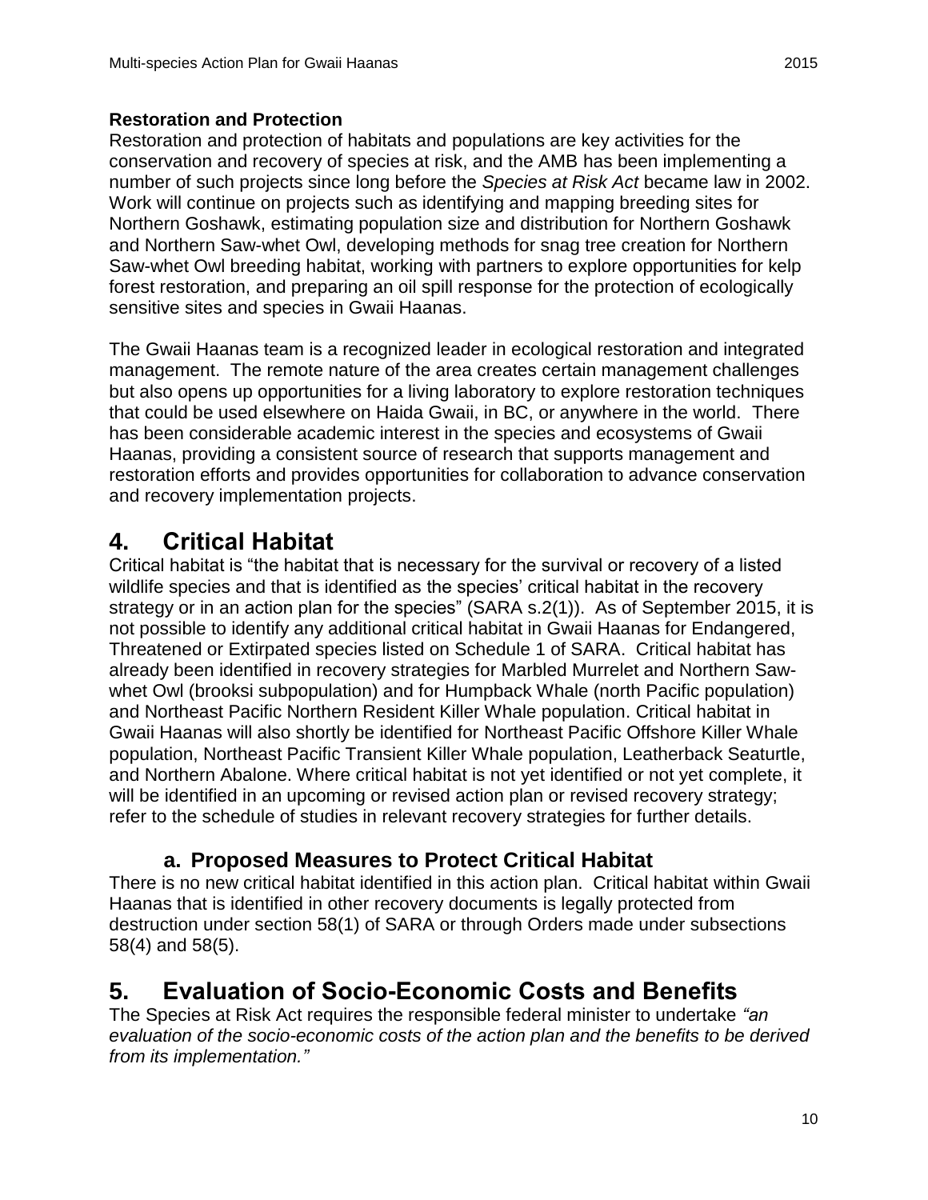**Restoration and Protection**

Restoration and protection of habitats and populations are key activities for the conservation and recovery of species at risk, and the AMB has been implementing a number of such projects since long before the *Species at Risk Act* became law in 2002. Work will continue on projects such as identifying and mapping breeding sites for Northern Goshawk, estimating population size and distribution for Northern Goshawk and Northern Saw-whet Owl, developing methods for snag tree creation for Northern Saw-whet Owl breeding habitat, working with partners to explore opportunities for kelp forest restoration, and preparing an oil spill response for the protection of ecologically sensitive sites and species in Gwaii Haanas.

The Gwaii Haanas team is a recognized leader in ecological restoration and integrated management. The remote nature of the area creates certain management challenges but also opens up opportunities for a living laboratory to explore restoration techniques that could be used elsewhere on Haida Gwaii, in BC, or anywhere in the world. There has been considerable academic interest in the species and ecosystems of Gwaii Haanas, providing a consistent source of research that supports management and restoration efforts and provides opportunities for collaboration to advance conservation and recovery implementation projects.

# 4. Critical Habitat

Critical habitat is "the habitat that is necessary for the survival or recovery of a listed wildlife species and that is identified as the species' critical habitat in the recovery strategy or in an action plan for the species" (SARA s.2(1)). As of September 2015, it is not possible to identify any additional critical habitat in Gwaii Haanas for Endangered, Threatened or Extirpated species listed on Schedule 1 of SARA. Critical habitat has already been identified in recovery strategies for Marbled Murrelet and Northern Saw-whet Owl (brooksi subpopulation) and for Humpback Whale (north Pacific population) and Northeast Pacific Northern Resident Killer Whale population. Critical habitat in Gwaii Haanas will also shortly be identified for Northeast Pacific Offshore Killer Whale population, Northeast Pacific Transient Killer Whale population, Leatherback Seaturtle, and Northern Abalone. Where critical habitat is not yet identified or not yet complete, it will be identified in an upcoming or revised action plan or revised recovery strategy; refer to the schedule of studies in relevant recovery strategies for further details.

## a. Proposed Measures to Protect Critical Habitat

There is no new critical habitat identified in this action plan. Critical habitat within Gwaii Haanas that is identified in other recovery documents is legally protected from destruction under section 58(1) of SARA or through Orders made under subsections 58(4) and 58(5).

# 5. Evaluation of Socio-Economic Costs and Benefits

The Species at Risk Act requires the responsible federal minister to undertake *"an evaluation of the socio-economic costs of the action plan and the benefits to be derived from its implementation."*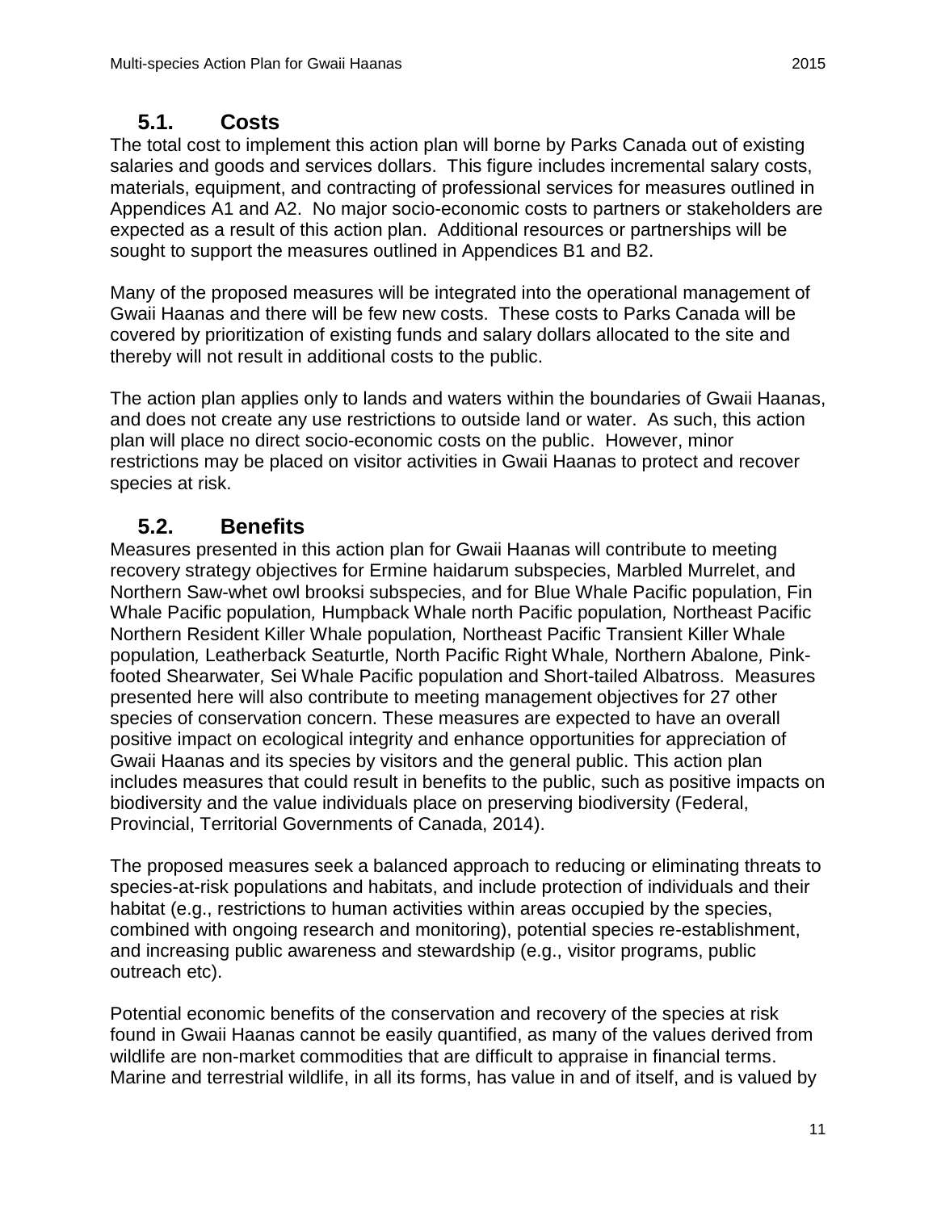## 5.1. Costs

The total cost to implement this action plan will borne by Parks Canada out of existing salaries and goods and services dollars. This figure includes incremental salary costs, materials, equipment, and contracting of professional services for measures outlined in Appendices A1 and A2. No major socio-economic costs to partners or stakeholders are expected as a result of this action plan. Additional resources or partnerships will be sought to support the measures outlined in Appendices B1 and B2.

Many of the proposed measures will be integrated into the operational management of Gwaii Haanas and there will be few new costs. These costs to Parks Canada will be covered by prioritization of existing funds and salary dollars allocated to the site and thereby will not result in additional costs to the public.

The action plan applies only to lands and waters within the boundaries of Gwaii Haanas, and does not create any use restrictions to outside land or water. As such, this action plan will place no direct socio-economic costs on the public. However, minor restrictions may be placed on visitor activities in Gwaii Haanas to protect and recover species at risk.

## 5.2. Benefits

Measures presented in this action plan for Gwaii Haanas will contribute to meeting recovery strategy objectives for Ermine haidarum subspecies, Marbled Murrelet, and Northern Saw-whet owl brooksi subspecies, and for Blue Whale Pacific population, Fin Whale Pacific population*,* Humpback Whale north Pacific population*,* Northeast Pacific Northern Resident Killer Whale population*,* Northeast Pacific Transient Killer Whale population*,* Leatherback Seaturtle*,* North Pacific Right Whale*,* Northern Abalone*,* Pink-footed Shearwater*,* Sei Whale Pacific population and Short-tailed Albatross. Measures presented here will also contribute to meeting management objectives for 27 other species of conservation concern. These measures are expected to have an overall positive impact on ecological integrity and enhance opportunities for appreciation of Gwaii Haanas and its species by visitors and the general public. This action plan includes measures that could result in benefits to the public, such as positive impacts on biodiversity and the value individuals place on preserving biodiversity (Federal, Provincial, Territorial Governments of Canada, 2014).

The proposed measures seek a balanced approach to reducing or eliminating threats to species-at-risk populations and habitats, and include protection of individuals and their habitat (e.g., restrictions to human activities within areas occupied by the species, combined with ongoing research and monitoring), potential species re-establishment, and increasing public awareness and stewardship (e.g., visitor programs, public outreach etc).

Potential economic benefits of the conservation and recovery of the species at risk found in Gwaii Haanas cannot be easily quantified, as many of the values derived from wildlife are non-market commodities that are difficult to appraise in financial terms. Marine and terrestrial wildlife, in all its forms, has value in and of itself, and is valued by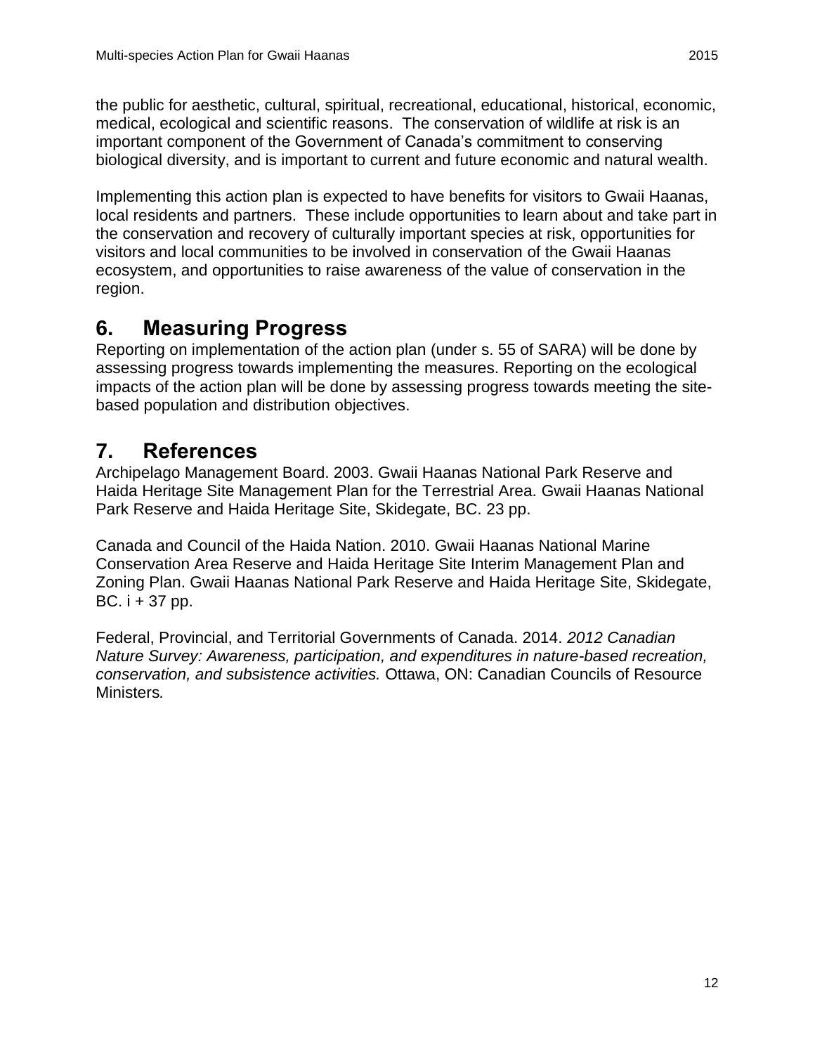the public for aesthetic, cultural, spiritual, recreational, educational, historical, economic, medical, ecological and scientific reasons. The conservation of wildlife at risk is an important component of the Government of Canada's commitment to conserving biological diversity, and is important to current and future economic and natural wealth.

Implementing this action plan is expected to have benefits for visitors to Gwaii Haanas, local residents and partners. These include opportunities to learn about and take part in the conservation and recovery of culturally important species at risk, opportunities for visitors and local communities to be involved in conservation of the Gwaii Haanas ecosystem, and opportunities to raise awareness of the value of conservation in the region.

# 6. Measuring Progress

Reporting on implementation of the action plan (under s. 55 of SARA) will be done by assessing progress towards implementing the measures. Reporting on the ecological impacts of the action plan will be done by assessing progress towards meeting the site-based population and distribution objectives.

# 7. References

Archipelago Management Board. 2003. Gwaii Haanas National Park Reserve and Haida Heritage Site Management Plan for the Terrestrial Area. Gwaii Haanas National Park Reserve and Haida Heritage Site, Skidegate, BC. 23 pp.

Canada and Council of the Haida Nation. 2010. Gwaii Haanas National Marine Conservation Area Reserve and Haida Heritage Site Interim Management Plan and Zoning Plan. Gwaii Haanas National Park Reserve and Haida Heritage Site, Skidegate, BC. i + 37 pp.

Federal, Provincial, and Territorial Governments of Canada. 2014. *2012 Canadian Nature Survey: Awareness, participation, and expenditures in nature-based recreation, conservation, and subsistence activities.* Ottawa, ON: Canadian Councils of Resource Ministers*.*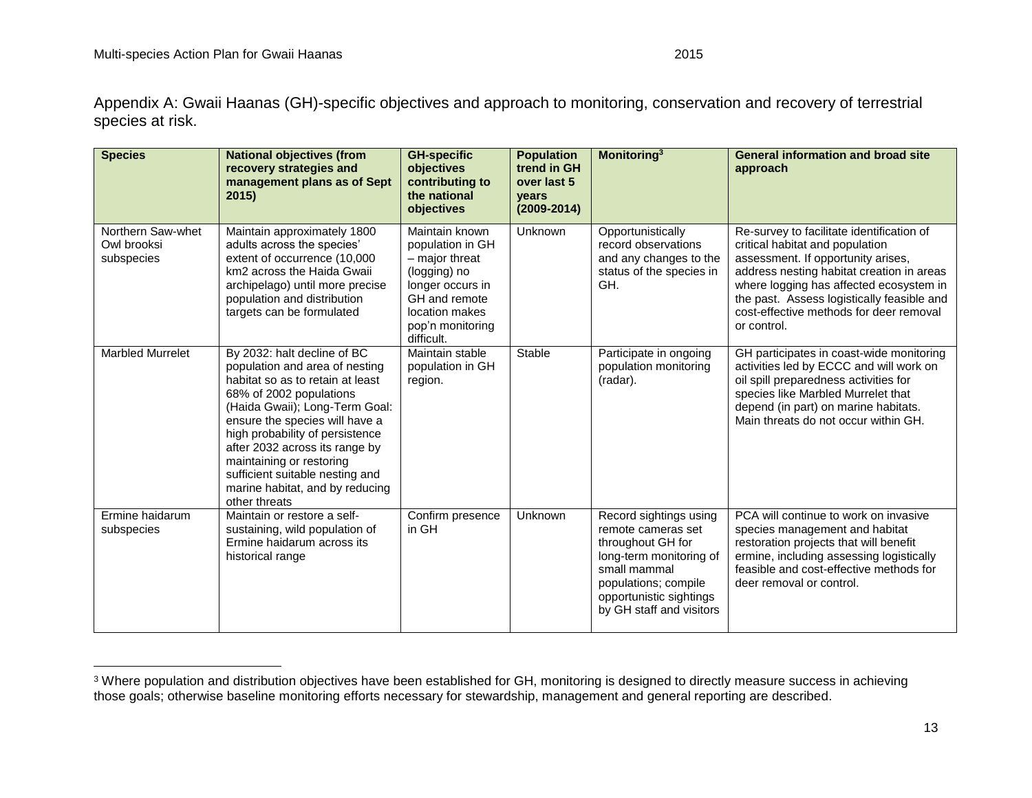Appendix A: Gwaii Haanas (GH)-specific objectives and approach to monitoring, conservation and recovery of terrestrial species at risk.

| Species | National objectives (from recovery strategies and management plans as of Sept 2015) | GH-specific objectives contributing to the national objectives | Population trend in GH over last 5 years (2009-2014) | Monitoring[3] | General information and broad site approach |
|---|---|---|---|---|---|
| Northern Saw-whet Owl brooksi subspecies | Maintain approximately 1800 adults across the species' extent of occurrence (10,000 km2 across the Haida Gwaii archipelago) until more precise population and distribution targets can be formulated | Maintain known population in GH – major threat (logging) no longer occurs in GH and remote location makes pop'n monitoring difficult. | Unknown | Opportunistically record observations and any changes to the status of the species in GH. | Re-survey to facilitate identification of critical habitat and population assessment. If opportunity arises, address nesting habitat creation in areas where logging has affected ecosystem in the past. Assess logistically feasible and cost-effective methods for deer removal or control. |
| Marbled Murrelet | By 2032: halt decline of BC population and area of nesting habitat so as to retain at least 68% of 2002 populations (Haida Gwaii); Long-Term Goal: ensure the species will have a high probability of persistence after 2032 across its range by maintaining or restoring sufficient suitable nesting and marine habitat, and by reducing other threats | Maintain stable population in GH region. | Stable | Participate in ongoing population monitoring (radar). | GH participates in coast-wide monitoring activities led by ECCC and will work on oil spill preparedness activities for species like Marbled Murrelet that depend (in part) on marine habitats. Main threats do not occur within GH. |
| Ermine haidarum subspecies | Maintain or restore a self-sustaining, wild population of Ermine haidarum across its historical range | Confirm presence in GH | Unknown | Record sightings using remote cameras set throughout GH for long-term monitoring of small mammal populations; compile opportunistic sightings by GH staff and visitors | PCA will continue to work on invasive species management and habitat restoration projects that will benefit ermine, including assessing logistically feasible and cost-effective methods for deer removal or control. |

[3] Where population and distribution objectives have been established for GH, monitoring is designed to directly measure success in achieving those goals; otherwise baseline monitoring efforts necessary for stewardship, management and general reporting are described.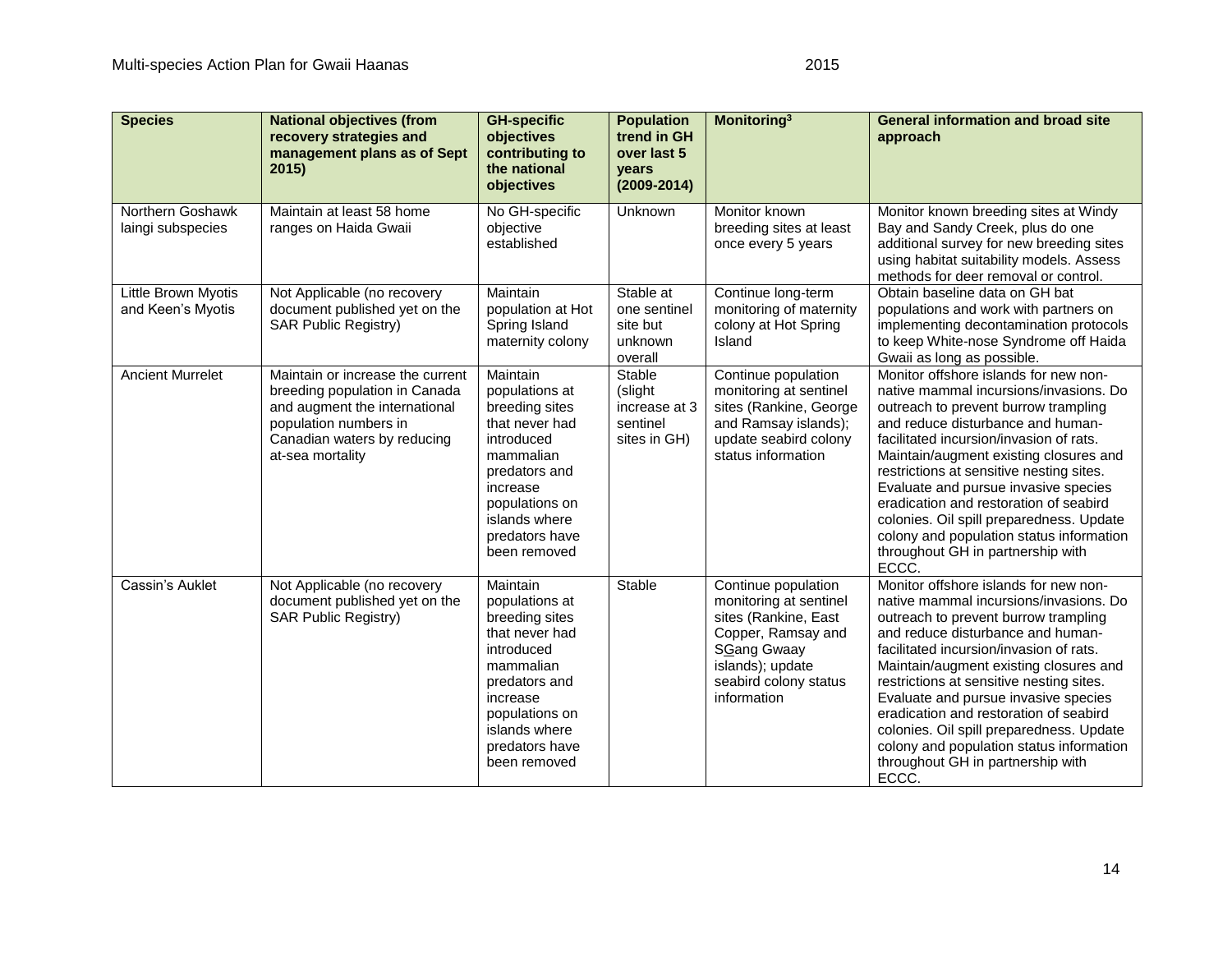| Species | National objectives (from recovery strategies and management plans as of Sept 2015) | GH-specific objectives contributing to the national objectives | Population trend in GH over last 5 years (2009-2014) | Monitoring[3] | General information and broad site approach |
|---|---|---|---|---|---|
| Northern Goshawk laingi subspecies | Maintain at least 58 home ranges on Haida Gwaii | No GH-specific objective established | Unknown | Monitor known breeding sites at least once every 5 years | Monitor known breeding sites at Windy Bay and Sandy Creek, plus do one additional survey for new breeding sites using habitat suitability models. Assess methods for deer removal or control. |
| Little Brown Myotis and Keen's Myotis | Not Applicable (no recovery document published yet on the SAR Public Registry) | Maintain population at Hot Spring Island maternity colony | Stable at one sentinel site but unknown overall | Continue long-term monitoring of maternity colony at Hot Spring Island | Obtain baseline data on GH bat populations and work with partners on implementing decontamination protocols to keep White-nose Syndrome off Haida Gwaii as long as possible. |
| Ancient Murrelet | Maintain or increase the current breeding population in Canada and augment the international population numbers in Canadian waters by reducing at-sea mortality | Maintain populations at breeding sites that never had introduced mammalian predators and increase populations on islands where predators have been removed | Stable (slight increase at 3 sentinel sites in GH) | Continue population monitoring at sentinel sites (Rankine, George and Ramsay islands); update seabird colony status information | Monitor offshore islands for new non-native mammal incursions/invasions. Do outreach to prevent burrow trampling and reduce disturbance and human-facilitated incursion/invasion of rats. Maintain/augment existing closures and restrictions at sensitive nesting sites. Evaluate and pursue invasive species eradication and restoration of seabird colonies. Oil spill preparedness. Update colony and population status information throughout GH in partnership with ECCC. |
| Cassin's Auklet | Not Applicable (no recovery document published yet on the SAR Public Registry) | Maintain populations at breeding sites that never had introduced mammalian predators and increase populations on islands where predators have been removed | Stable | Continue population monitoring at sentinel sites (Rankine, East Copper, Ramsay and SGang Gwaay islands); update seabird colony status information | Monitor offshore islands for new non-native mammal incursions/invasions. Do outreach to prevent burrow trampling and reduce disturbance and human-facilitated incursion/invasion of rats. Maintain/augment existing closures and restrictions at sensitive nesting sites. Evaluate and pursue invasive species eradication and restoration of seabird colonies. Oil spill preparedness. Update colony and population status information throughout GH in partnership with ECCC. |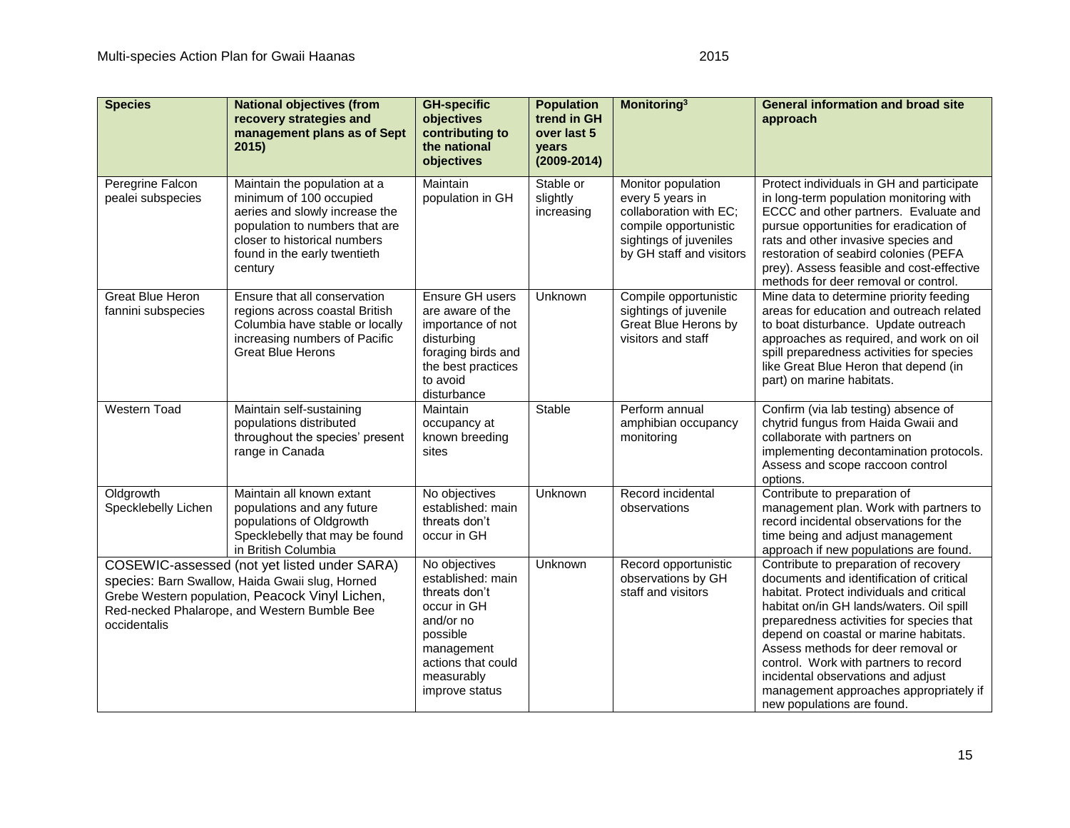| Species | National objectives (from recovery strategies and management plans as of Sept 2015) | GH-specific objectives contributing to the national objectives | Population trend in GH over last 5 years (2009-2014) | Monitoring[3] | General information and broad site approach |
|---|---|---|---|---|---|
| Peregrine Falcon pealei subspecies | Maintain the population at a minimum of 100 occupied aeries and slowly increase the population to numbers that are closer to historical numbers found in the early twentieth century | Maintain population in GH | Stable or slightly increasing | Monitor population every 5 years in collaboration with EC; compile opportunistic sightings of juveniles by GH staff and visitors | Protect individuals in GH and participate in long-term population monitoring with ECCC and other partners. Evaluate and pursue opportunities for eradication of rats and other invasive species and restoration of seabird colonies (PEFA prey). Assess feasible and cost-effective methods for deer removal or control. |
| Great Blue Heron fannini subspecies | Ensure that all conservation regions across coastal British Columbia have stable or locally increasing numbers of Pacific Great Blue Herons | Ensure GH users are aware of the importance of not disturbing foraging birds and the best practices to avoid disturbance | Unknown | Compile opportunistic sightings of juvenile Great Blue Herons by visitors and staff | Mine data to determine priority feeding areas for education and outreach related to boat disturbance. Update outreach approaches as required, and work on oil spill preparedness activities for species like Great Blue Heron that depend (in part) on marine habitats. |
| Western Toad | Maintain self-sustaining populations distributed throughout the species' present range in Canada | Maintain occupancy at known breeding sites | Stable | Perform annual amphibian occupancy monitoring | Confirm (via lab testing) absence of chytrid fungus from Haida Gwaii and collaborate with partners on implementing decontamination protocols. Assess and scope raccoon control options. |
| Oldgrowth Specklebelly Lichen | Maintain all known extant populations and any future populations of Oldgrowth Specklebelly that may be found in British Columbia | No objectives established: main threats don't occur in GH | Unknown | Record incidental observations | Contribute to preparation of management plan. Work with partners to record incidental observations for the time being and adjust management approach if new populations are found. |
| COSEWIC-assessed (not yet listed under SARA) species: Barn Swallow, Haida Gwaii slug, Horned Grebe Western population, Peacock Vinyl Lichen, Red-necked Phalarope, and Western Bumble Bee occidentalis | | No objectives established: main threats don't occur in GH and/or no possible management actions that could measurably improve status | Unknown | Record opportunistic observations by GH staff and visitors | Contribute to preparation of recovery documents and identification of critical habitat. Protect individuals and critical habitat on/in GH lands/waters. Oil spill preparedness activities for species that depend on coastal or marine habitats. Assess methods for deer removal or control. Work with partners to record incidental observations and adjust management approaches appropriately if new populations are found. |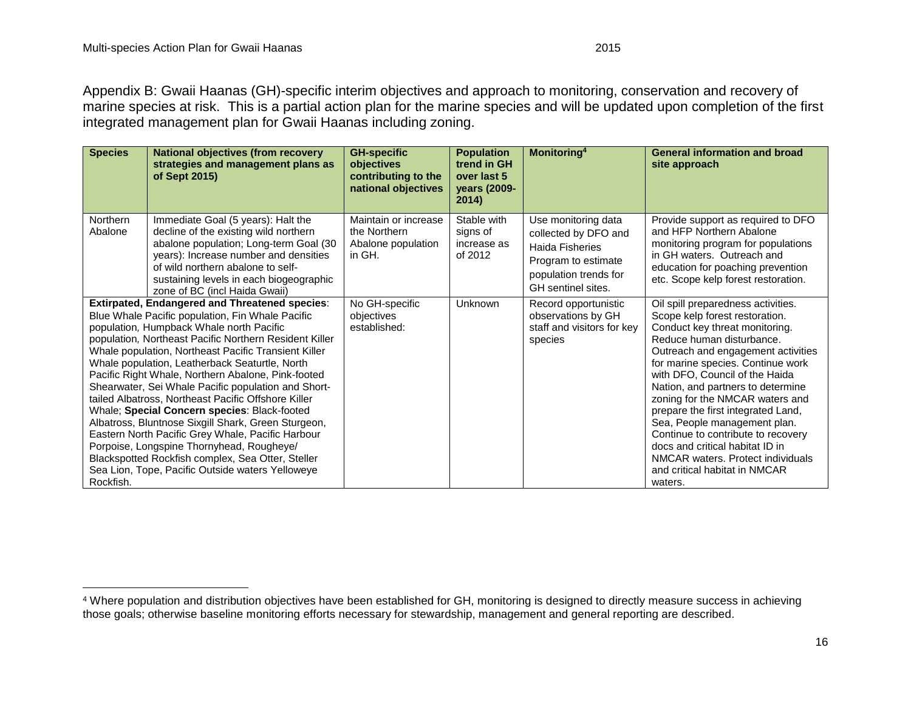Appendix B: Gwaii Haanas (GH)-specific interim objectives and approach to monitoring, conservation and recovery of marine species at risk. This is a partial action plan for the marine species and will be updated upon completion of the first integrated management plan for Gwaii Haanas including zoning.

| Species | National objectives (from recovery strategies and management plans as of Sept 2015) | GH-specific objectives contributing to the national objectives | Population trend in GH over last 5 years (2009-2014) | Monitoring[4] | General information and broad site approach |
|---|---|---|---|---|---|
| Northern Abalone | Immediate Goal (5 years): Halt the decline of the existing wild northern abalone population; Long-term Goal (30 years): Increase number and densities of wild northern abalone to self-sustaining levels in each biogeographic zone of BC (incl Haida Gwaii) | Maintain or increase the Northern Abalone population in GH. | Stable with signs of increase as of 2012 | Use monitoring data collected by DFO and Haida Fisheries Program to estimate population trends for GH sentinel sites. | Provide support as required to DFO and HFP Northern Abalone monitoring program for populations in GH waters. Outreach and education for poaching prevention etc. Scope kelp forest restoration. |
| **Extirpated, Endangered and Threatened species**: Blue Whale Pacific population, Fin Whale Pacific population, Humpback Whale north Pacific population, Northeast Pacific Northern Resident Killer Whale population, Northeast Pacific Transient Killer Whale population, Leatherback Seaturtle, North Pacific Right Whale, Northern Abalone, Pink-footed Shearwater, Sei Whale Pacific population and Short-tailed Albatross, Northeast Pacific Offshore Killer Whale; **Special Concern species**: Black-footed Albatross, Bluntnose Sixgill Shark, Green Sturgeon, Eastern North Pacific Grey Whale, Pacific Harbour Porpoise, Longspine Thornyhead, Rougheye/ Blackspotted Rockfish complex, Sea Otter, Steller Sea Lion, Tope, Pacific Outside waters Yelloweye Rockfish. | | No GH-specific objectives established: | Unknown | Record opportunistic observations by GH staff and visitors for key species | Oil spill preparedness activities. Scope kelp forest restoration. Conduct key threat monitoring. Reduce human disturbance. Outreach and engagement activities for marine species. Continue work with DFO, Council of the Haida Nation, and partners to determine zoning for the NMCAR waters and prepare the first integrated Land, Sea, People management plan. Continue to contribute to recovery docs and critical habitat ID in NMCAR waters. Protect individuals and critical habitat in NMCAR waters. |

[4] Where population and distribution objectives have been established for GH, monitoring is designed to directly measure success in achieving those goals; otherwise baseline monitoring efforts necessary for stewardship, management and general reporting are described.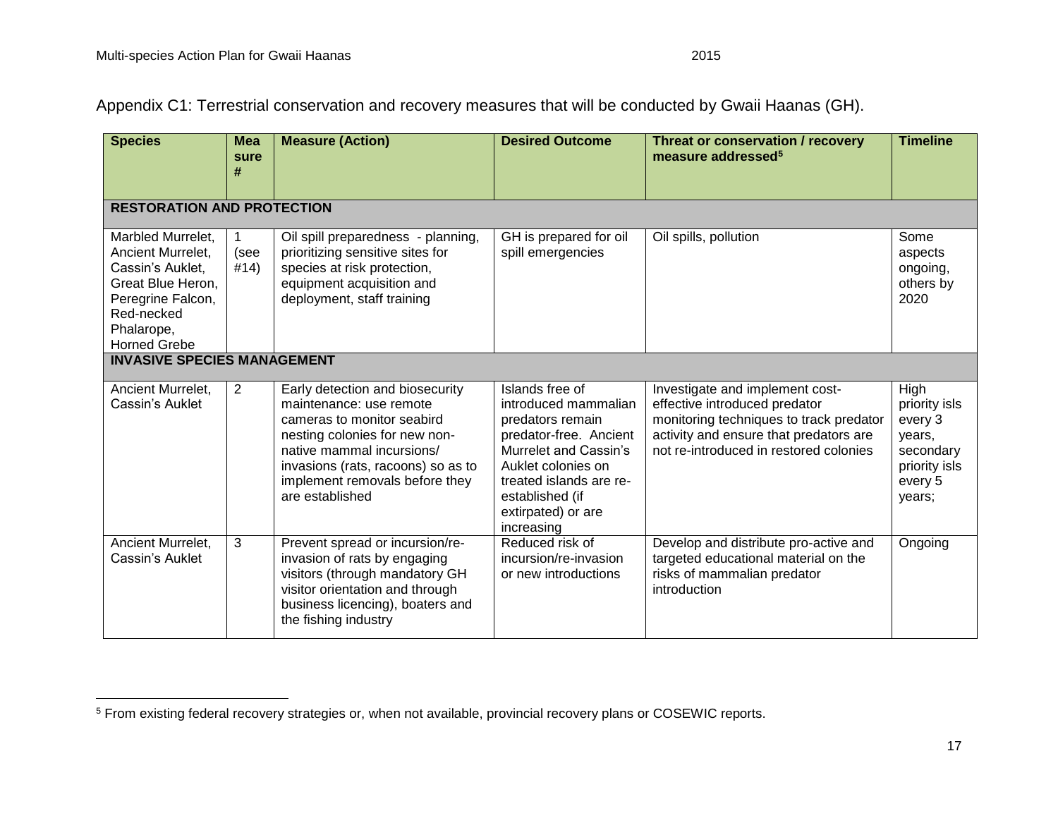Appendix C1: Terrestrial conservation and recovery measures that will be conducted by Gwaii Haanas (GH).

| Species | Measure # | Measure (Action) | Desired Outcome | Threat or conservation / recovery measure addressed[5] | Timeline |
|---|---|---|---|---|---|
| **RESTORATION AND PROTECTION** | | | | | |
| Marbled Murrelet, Ancient Murrelet, Cassin's Auklet, Great Blue Heron, Peregrine Falcon, Red-necked Phalarope, Horned Grebe | 1 (see #14) | Oil spill preparedness - planning, prioritizing sensitive sites for species at risk protection, equipment acquisition and deployment, staff training | GH is prepared for oil spill emergencies | Oil spills, pollution | Some aspects ongoing, others by 2020 |
| **INVASIVE SPECIES MANAGEMENT** | | | | | |
| Ancient Murrelet, Cassin's Auklet | 2 | Early detection and biosecurity maintenance: use remote cameras to monitor seabird nesting colonies for new non-native mammal incursions/ invasions (rats, racoons) so as to implement removals before they are established | Islands free of introduced mammalian predators remain predator-free. Ancient Murrelet and Cassin's Auklet colonies on treated islands are re-established (if extirpated) or are increasing | Investigate and implement cost-effective introduced predator monitoring techniques to track predator activity and ensure that predators are not re-introduced in restored colonies | High priority isls every 3 years, secondary priority isls every 5 years; |
| Ancient Murrelet, Cassin's Auklet | 3 | Prevent spread or incursion/re-invasion of rats by engaging visitors (through mandatory GH visitor orientation and through business licencing), boaters and the fishing industry | Reduced risk of incursion/re-invasion or new introductions | Develop and distribute pro-active and targeted educational material on the risks of mammalian predator introduction | Ongoing |

[5] From existing federal recovery strategies or, when not available, provincial recovery plans or COSEWIC reports.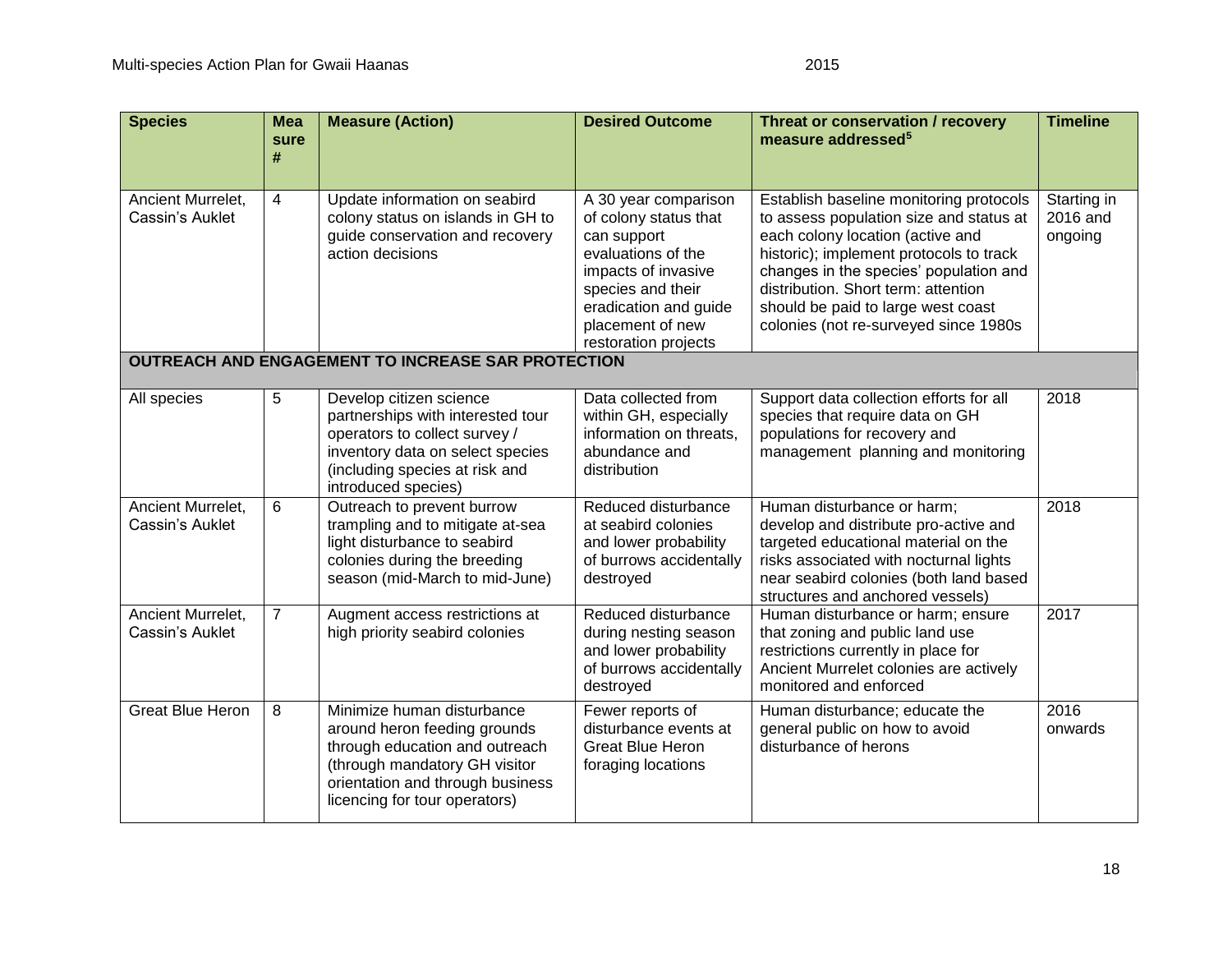| Species | Measure # | Measure (Action) | Desired Outcome | Threat or conservation / recovery measure addressed[5] | Timeline |
|---|---|---|---|---|---|
| Ancient Murrelet, Cassin's Auklet | 4 | Update information on seabird colony status on islands in GH to guide conservation and recovery action decisions | A 30 year comparison of colony status that can support evaluations of the impacts of invasive species and their eradication and guide placement of new restoration projects | Establish baseline monitoring protocols to assess population size and status at each colony location (active and historic); implement protocols to track changes in the species' population and distribution. Short term: attention should be paid to large west coast colonies (not re-surveyed since 1980s | Starting in 2016 and ongoing |
| **OUTREACH AND ENGAGEMENT TO INCREASE SAR PROTECTION** | | | | | |
| All species | 5 | Develop citizen science partnerships with interested tour operators to collect survey / inventory data on select species (including species at risk and introduced species) | Data collected from within GH, especially information on threats, abundance and distribution | Support data collection efforts for all species that require data on GH populations for recovery and management planning and monitoring | 2018 |
| Ancient Murrelet, Cassin's Auklet | 6 | Outreach to prevent burrow trampling and to mitigate at-sea light disturbance to seabird colonies during the breeding season (mid-March to mid-June) | Reduced disturbance at seabird colonies and lower probability of burrows accidentally destroyed | Human disturbance or harm; develop and distribute pro-active and targeted educational material on the risks associated with nocturnal lights near seabird colonies (both land based structures and anchored vessels) | 2018 |
| Ancient Murrelet, Cassin's Auklet | 7 | Augment access restrictions at high priority seabird colonies | Reduced disturbance during nesting season and lower probability of burrows accidentally destroyed | Human disturbance or harm; ensure that zoning and public land use restrictions currently in place for Ancient Murrelet colonies are actively monitored and enforced | 2017 |
| Great Blue Heron | 8 | Minimize human disturbance around heron feeding grounds through education and outreach (through mandatory GH visitor orientation and through business licencing for tour operators) | Fewer reports of disturbance events at Great Blue Heron foraging locations | Human disturbance; educate the general public on how to avoid disturbance of herons | 2016 onwards |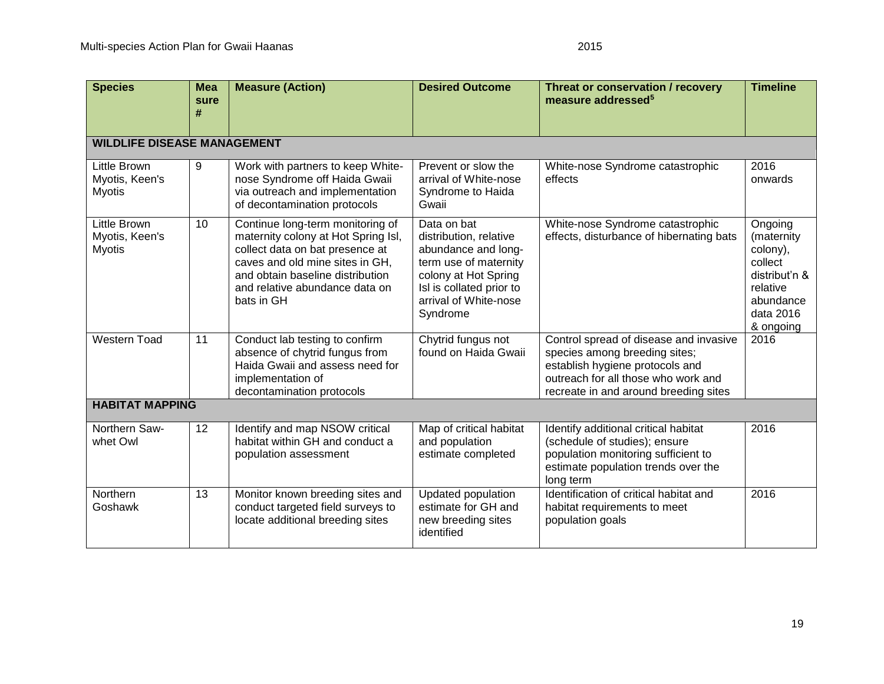| Species | Measure # | Measure (Action) | Desired Outcome | Threat or conservation / recovery measure addressed[5] | Timeline |
|---|---|---|---|---|---|
| **WILDLIFE DISEASE MANAGEMENT** | | | | | |
| Little Brown Myotis, Keen's Myotis | 9 | Work with partners to keep White-nose Syndrome off Haida Gwaii via outreach and implementation of decontamination protocols | Prevent or slow the arrival of White-nose Syndrome to Haida Gwaii | White-nose Syndrome catastrophic effects | 2016 onwards |
| Little Brown Myotis, Keen's Myotis | 10 | Continue long-term monitoring of maternity colony at Hot Spring Isl, collect data on bat presence at caves and old mine sites in GH, and obtain baseline distribution and relative abundance data on bats in GH | Data on bat distribution, relative abundance and long-term use of maternity colony at Hot Spring Isl is collated prior to arrival of White-nose Syndrome | White-nose Syndrome catastrophic effects, disturbance of hibernating bats | Ongoing (maternity colony), collect distribut'n & relative abundance data 2016 & ongoing |
| Western Toad | 11 | Conduct lab testing to confirm absence of chytrid fungus from Haida Gwaii and assess need for implementation of decontamination protocols | Chytrid fungus not found on Haida Gwaii | Control spread of disease and invasive species among breeding sites; establish hygiene protocols and outreach for all those who work and recreate in and around breeding sites | 2016 |
| **HABITAT MAPPING** | | | | | |
| Northern Saw-whet Owl | 12 | Identify and map NSOW critical habitat within GH and conduct a population assessment | Map of critical habitat and population estimate completed | Identify additional critical habitat (schedule of studies); ensure population monitoring sufficient to estimate population trends over the long term | 2016 |
| Northern Goshawk | 13 | Monitor known breeding sites and conduct targeted field surveys to locate additional breeding sites | Updated population estimate for GH and new breeding sites identified | Identification of critical habitat and habitat requirements to meet population goals | 2016 |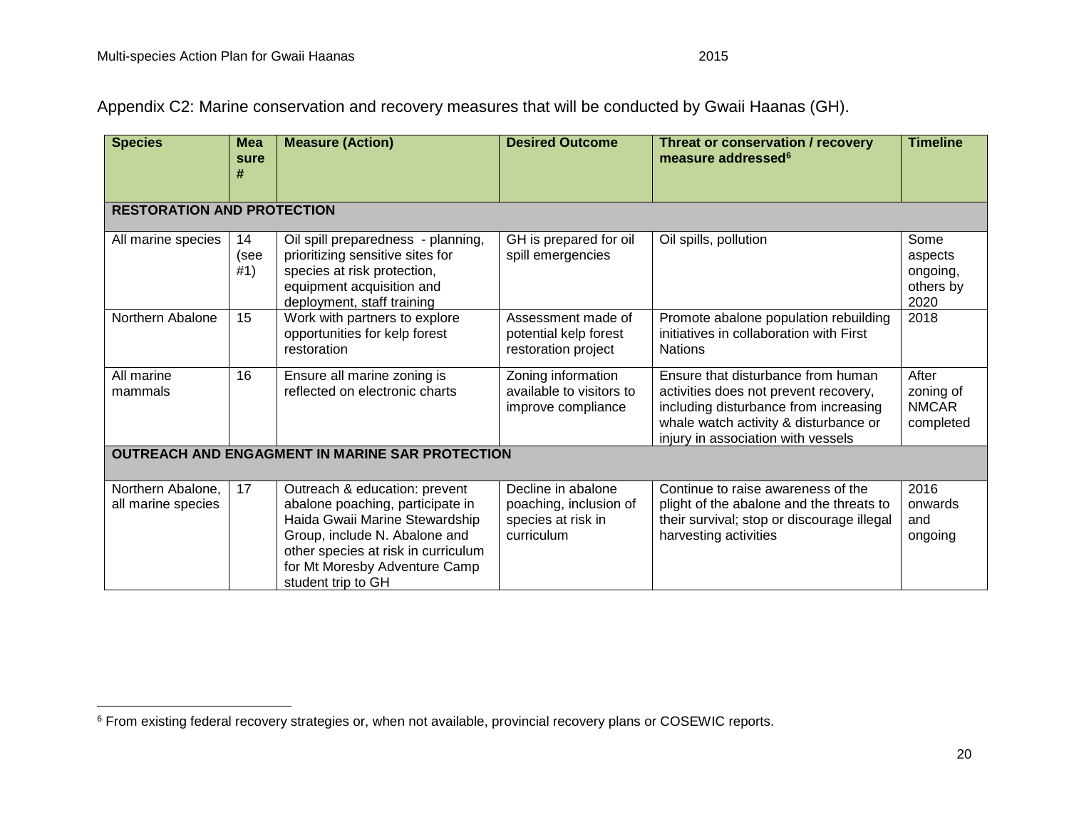Appendix C2: Marine conservation and recovery measures that will be conducted by Gwaii Haanas (GH).

| Species | Measure # | Measure (Action) | Desired Outcome | Threat or conservation / recovery measure addressed[6] | Timeline |
|---|---|---|---|---|---|
| **RESTORATION AND PROTECTION** | | | | | |
| All marine species | 14 (see #1) | Oil spill preparedness - planning, prioritizing sensitive sites for species at risk protection, equipment acquisition and deployment, staff training | GH is prepared for oil spill emergencies | Oil spills, pollution | Some aspects ongoing, others by 2020 |
| Northern Abalone | 15 | Work with partners to explore opportunities for kelp forest restoration | Assessment made of potential kelp forest restoration project | Promote abalone population rebuilding initiatives in collaboration with First Nations | 2018 |
| All marine mammals | 16 | Ensure all marine zoning is reflected on electronic charts | Zoning information available to visitors to improve compliance | Ensure that disturbance from human activities does not prevent recovery, including disturbance from increasing whale watch activity & disturbance or injury in association with vessels | After zoning of NMCAR completed |
| **OUTREACH AND ENGAGMENT IN MARINE SAR PROTECTION** | | | | | |
| Northern Abalone, all marine species | 17 | Outreach & education: prevent abalone poaching, participate in Haida Gwaii Marine Stewardship Group, include N. Abalone and other species at risk in curriculum for Mt Moresby Adventure Camp student trip to GH | Decline in abalone poaching, inclusion of species at risk in curriculum | Continue to raise awareness of the plight of the abalone and the threats to their survival; stop or discourage illegal harvesting activities | 2016 onwards and ongoing |

[6] From existing federal recovery strategies or, when not available, provincial recovery plans or COSEWIC reports.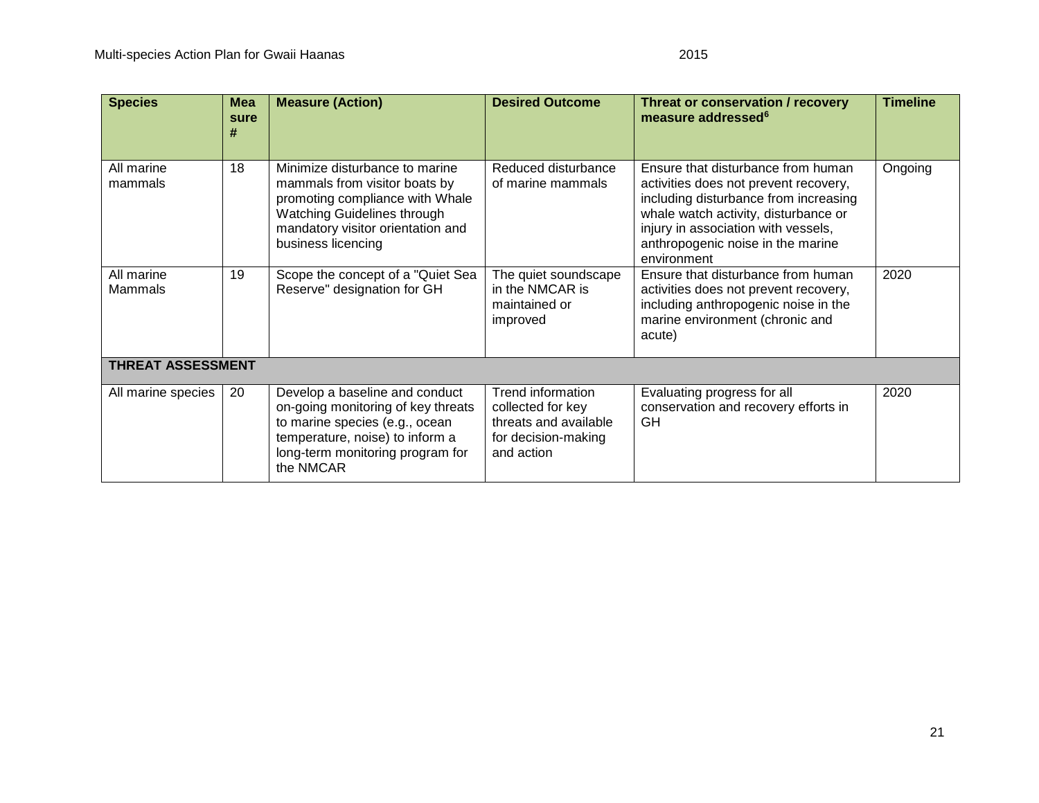| Species | Measure # | Measure (Action) | Desired Outcome | Threat or conservation / recovery measure addressed[6] | Timeline |
|---|---|---|---|---|---|
| All marine mammals | 18 | Minimize disturbance to marine mammals from visitor boats by promoting compliance with Whale Watching Guidelines through mandatory visitor orientation and business licencing | Reduced disturbance of marine mammals | Ensure that disturbance from human activities does not prevent recovery, including disturbance from increasing whale watch activity, disturbance or injury in association with vessels, anthropogenic noise in the marine environment | Ongoing |
| All marine Mammals | 19 | Scope the concept of a "Quiet Sea Reserve" designation for GH | The quiet soundscape in the NMCAR is maintained or improved | Ensure that disturbance from human activities does not prevent recovery, including anthropogenic noise in the marine environment (chronic and acute) | 2020 |
| **THREAT ASSESSMENT** | | | | | |
| All marine species | 20 | Develop a baseline and conduct on-going monitoring of key threats to marine species (e.g., ocean temperature, noise) to inform a long-term monitoring program for the NMCAR | Trend information collected for key threats and available for decision-making and action | Evaluating progress for all conservation and recovery efforts in GH | 2020 |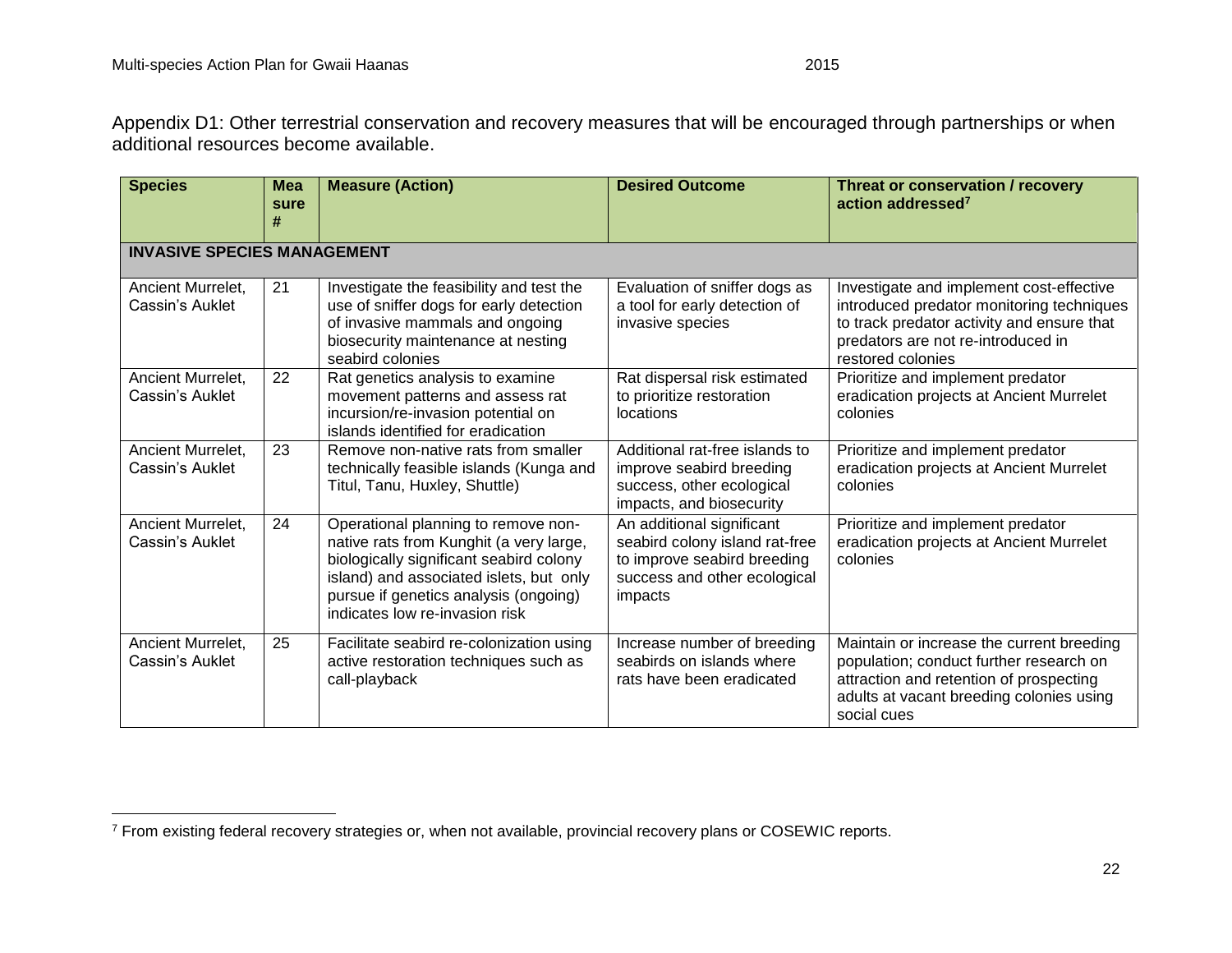Appendix D1: Other terrestrial conservation and recovery measures that will be encouraged through partnerships or when additional resources become available.

| Species | Measure # | Measure (Action) | Desired Outcome | Threat or conservation / recovery action addressed[7] |
|---|---|---|---|---|
| **INVASIVE SPECIES MANAGEMENT** | | | | |
| Ancient Murrelet, Cassin's Auklet | 21 | Investigate the feasibility and test the use of sniffer dogs for early detection of invasive mammals and ongoing biosecurity maintenance at nesting seabird colonies | Evaluation of sniffer dogs as a tool for early detection of invasive species | Investigate and implement cost-effective introduced predator monitoring techniques to track predator activity and ensure that predators are not re-introduced in restored colonies |
| Ancient Murrelet, Cassin's Auklet | 22 | Rat genetics analysis to examine movement patterns and assess rat incursion/re-invasion potential on islands identified for eradication | Rat dispersal risk estimated to prioritize restoration locations | Prioritize and implement predator eradication projects at Ancient Murrelet colonies |
| Ancient Murrelet, Cassin's Auklet | 23 | Remove non-native rats from smaller technically feasible islands (Kunga and Titul, Tanu, Huxley, Shuttle) | Additional rat-free islands to improve seabird breeding success, other ecological impacts, and biosecurity | Prioritize and implement predator eradication projects at Ancient Murrelet colonies |
| Ancient Murrelet, Cassin's Auklet | 24 | Operational planning to remove non-native rats from Kunghit (a very large, biologically significant seabird colony island) and associated islets, but only pursue if genetics analysis (ongoing) indicates low re-invasion risk | An additional significant seabird colony island rat-free to improve seabird breeding success and other ecological impacts | Prioritize and implement predator eradication projects at Ancient Murrelet colonies |
| Ancient Murrelet, Cassin's Auklet | 25 | Facilitate seabird re-colonization using active restoration techniques such as call-playback | Increase number of breeding seabirds on islands where rats have been eradicated | Maintain or increase the current breeding population; conduct further research on attraction and retention of prospecting adults at vacant breeding colonies using social cues |

[7] From existing federal recovery strategies or, when not available, provincial recovery plans or COSEWIC reports.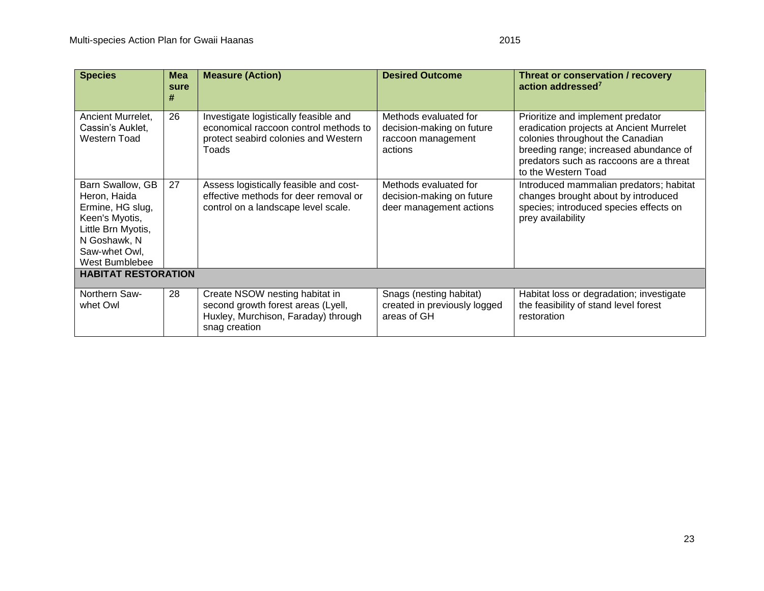| Species | Measure # | Measure (Action) | Desired Outcome | Threat or conservation / recovery action addressed[7] |
|---|---|---|---|---|
| Ancient Murrelet, Cassin's Auklet, Western Toad | 26 | Investigate logistically feasible and economical raccoon control methods to protect seabird colonies and Western Toads | Methods evaluated for decision-making on future raccoon management actions | Prioritize and implement predator eradication projects at Ancient Murrelet colonies throughout the Canadian breeding range; increased abundance of predators such as raccoons are a threat to the Western Toad |
| Barn Swallow, GB Heron, Haida Ermine, HG slug, Keen's Myotis, Little Brn Myotis, N Goshawk, N Saw-whet Owl, West Bumblebee | 27 | Assess logistically feasible and cost-effective methods for deer removal or control on a landscape level scale. | Methods evaluated for decision-making on future deer management actions | Introduced mammalian predators; habitat changes brought about by introduced species; introduced species effects on prey availability |
| **HABITAT RESTORATION** | | | | |
| Northern Saw-whet Owl | 28 | Create NSOW nesting habitat in second growth forest areas (Lyell, Huxley, Murchison, Faraday) through snag creation | Snags (nesting habitat) created in previously logged areas of GH | Habitat loss or degradation; investigate the feasibility of stand level forest restoration |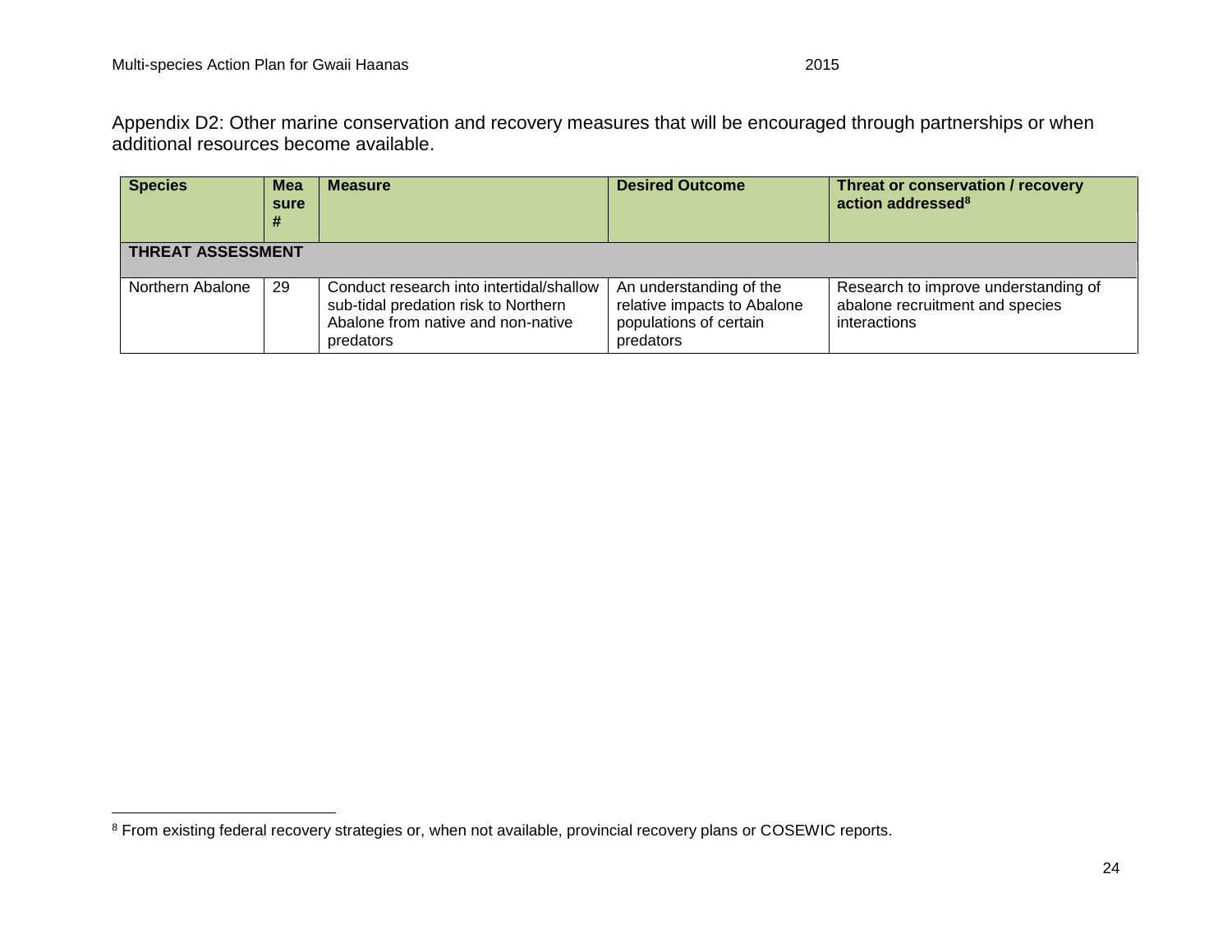Appendix D2: Other marine conservation and recovery measures that will be encouraged through partnerships or when additional resources become available.

| Species | Measure # | Measure | Desired Outcome | Threat or conservation / recovery action addressed[8] |
|---|---|---|---|---|
| **THREAT ASSESSMENT** | | | | |
| Northern Abalone | 29 | Conduct research into intertidal/shallow sub-tidal predation risk to Northern Abalone from native and non-native predators | An understanding of the relative impacts to Abalone populations of certain predators | Research to improve understanding of abalone recruitment and species interactions |

[8] From existing federal recovery strategies or, when not available, provincial recovery plans or COSEWIC reports.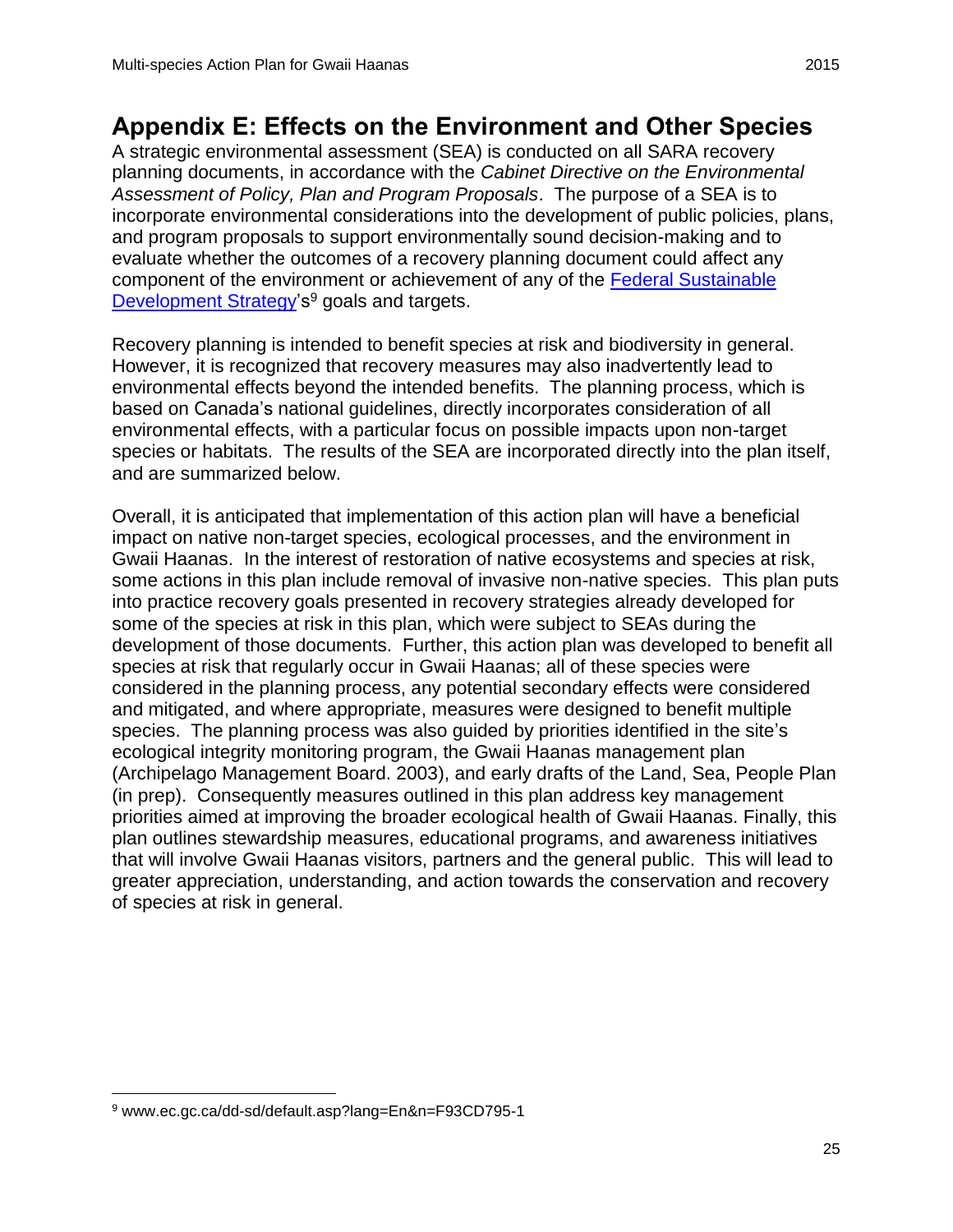# Appendix E: Effects on the Environment and Other Species

A strategic environmental assessment (SEA) is conducted on all SARA recovery planning documents, in accordance with the *Cabinet Directive on the Environmental Assessment of Policy, Plan and Program Proposals*. The purpose of a SEA is to incorporate environmental considerations into the development of public policies, plans, and program proposals to support environmentally sound decision-making and to evaluate whether the outcomes of a recovery planning document could affect any component of the environment or achievement of any of the Federal Sustainable Development Strategy's[9] goals and targets.

Recovery planning is intended to benefit species at risk and biodiversity in general. However, it is recognized that recovery measures may also inadvertently lead to environmental effects beyond the intended benefits. The planning process, which is based on Canada's national guidelines, directly incorporates consideration of all environmental effects, with a particular focus on possible impacts upon non-target species or habitats. The results of the SEA are incorporated directly into the plan itself, and are summarized below.

Overall, it is anticipated that implementation of this action plan will have a beneficial impact on native non-target species, ecological processes, and the environment in Gwaii Haanas. In the interest of restoration of native ecosystems and species at risk, some actions in this plan include removal of invasive non-native species. This plan puts into practice recovery goals presented in recovery strategies already developed for some of the species at risk in this plan, which were subject to SEAs during the development of those documents. Further, this action plan was developed to benefit all species at risk that regularly occur in Gwaii Haanas; all of these species were considered in the planning process, any potential secondary effects were considered and mitigated, and where appropriate, measures were designed to benefit multiple species. The planning process was also guided by priorities identified in the site's ecological integrity monitoring program, the Gwaii Haanas management plan (Archipelago Management Board. 2003), and early drafts of the Land, Sea, People Plan (in prep). Consequently measures outlined in this plan address key management priorities aimed at improving the broader ecological health of Gwaii Haanas. Finally, this plan outlines stewardship measures, educational programs, and awareness initiatives that will involve Gwaii Haanas visitors, partners and the general public. This will lead to greater appreciation, understanding, and action towards the conservation and recovery of species at risk in general.

[9] www.ec.gc.ca/dd-sd/default.asp?lang=En&n=F93CD795-1